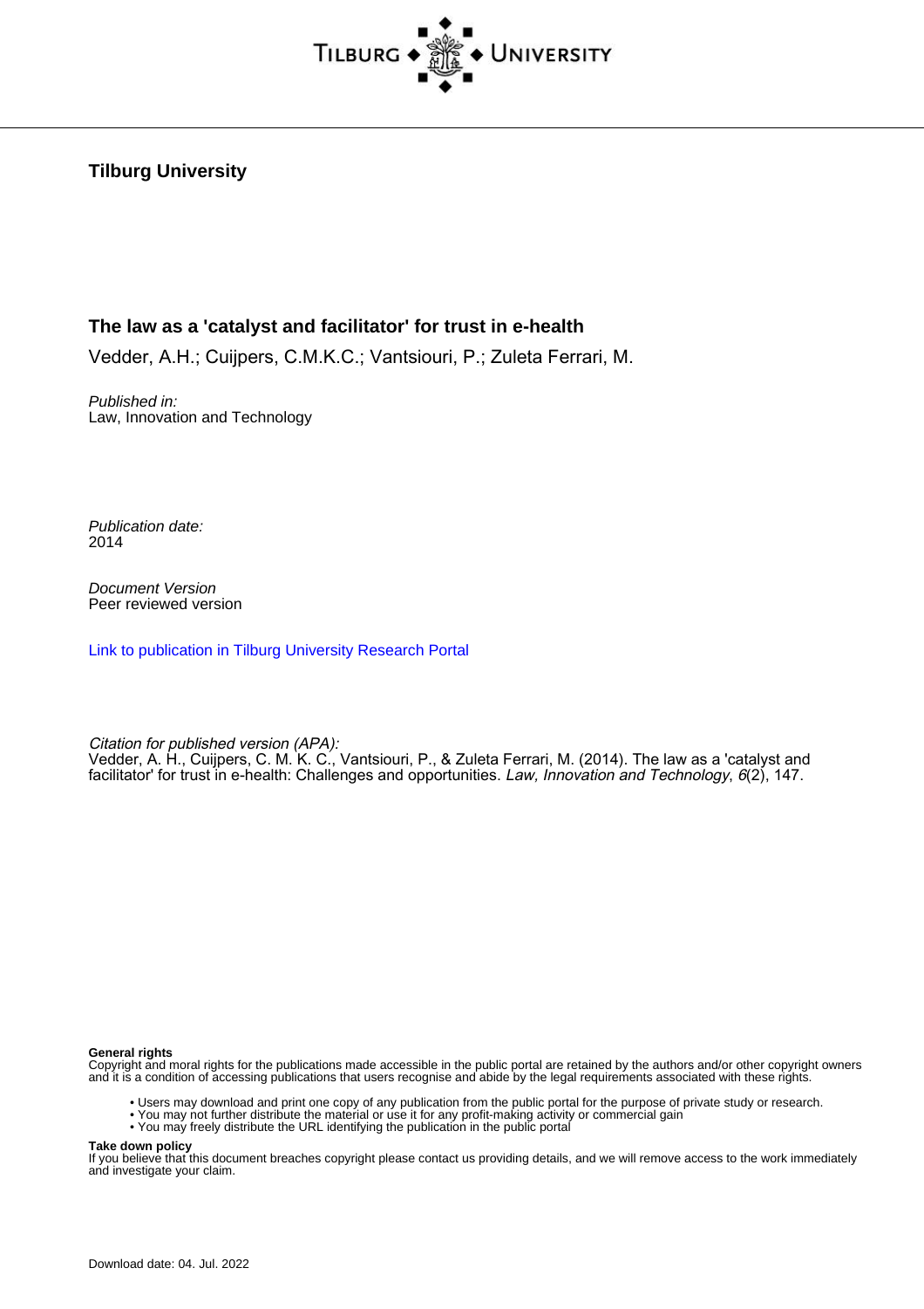**Tilburg University**

## The law as a 'catalyst and facilitator' for trust in e-health

Vedder, A.H.; Cuijpers, C.M.K.C.; Vantsiouri, P.; Zuleta Ferrari, M.

*Published in:*
Law, Innovation and Technology

*Publication date:*
2014

*Document Version*
Peer reviewed version

Link to publication in Tilburg University Research Portal

*Citation for published version (APA):*
Vedder, A. H., Cuijpers, C. M. K. C., Vantsiouri, P., & Zuleta Ferrari, M. (2014). The law as a 'catalyst and facilitator' for trust in e-health: Challenges and opportunities. *Law, Innovation and Technology*, *6*(2), 147.

**General rights**
Copyright and moral rights for the publications made accessible in the public portal are retained by the authors and/or other copyright owners and it is a condition of accessing publications that users recognise and abide by the legal requirements associated with these rights.

- Users may download and print one copy of any publication from the public portal for the purpose of private study or research.
- You may not further distribute the material or use it for any profit-making activity or commercial gain
- You may freely distribute the URL identifying the publication in the public portal

**Take down policy**
If you believe that this document breaches copyright please contact us providing details, and we will remove access to the work immediately and investigate your claim.

Download date: 04. Jul. 2022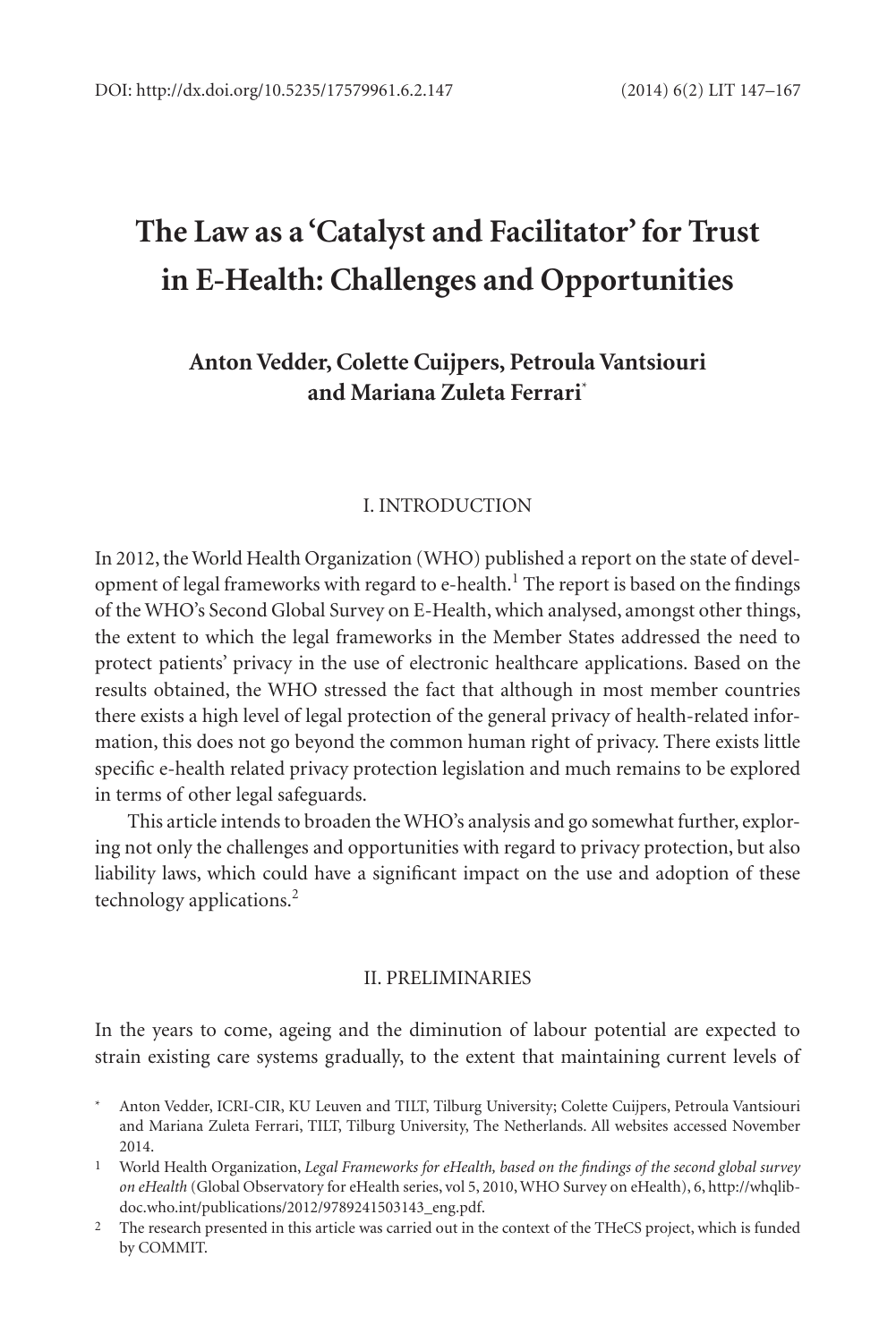# The Law as a 'Catalyst and Facilitator' for Trust in E-Health: Challenges and Opportunities

**Anton Vedder, Colette Cuijpers, Petroula Vantsiouri and Mariana Zuleta Ferrari***

## I. INTRODUCTION

In 2012, the World Health Organization (WHO) published a report on the state of development of legal frameworks with regard to e-health.[1] The report is based on the findings of the WHO's Second Global Survey on E-Health, which analysed, amongst other things, the extent to which the legal frameworks in the Member States addressed the need to protect patients' privacy in the use of electronic healthcare applications. Based on the results obtained, the WHO stressed the fact that although in most member countries there exists a high level of legal protection of the general privacy of health-related information, this does not go beyond the common human right of privacy. There exists little specific e-health related privacy protection legislation and much remains to be explored in terms of other legal safeguards.

This article intends to broaden the WHO's analysis and go somewhat further, exploring not only the challenges and opportunities with regard to privacy protection, but also liability laws, which could have a significant impact on the use and adoption of these technology applications.[2]

## II. PRELIMINARIES

In the years to come, ageing and the diminution of labour potential are expected to strain existing care systems gradually, to the extent that maintaining current levels of

\* Anton Vedder, ICRI-CIR, KU Leuven and TILT, Tilburg University; Colette Cuijpers, Petroula Vantsiouri and Mariana Zuleta Ferrari, TILT, Tilburg University, The Netherlands. All websites accessed November 2014.

1 World Health Organization, *Legal Frameworks for eHealth, based on the findings of the second global survey on eHealth* (Global Observatory for eHealth series, vol 5, 2010, WHO Survey on eHealth), 6, http://whqlibdoc.who.int/publications/2012/9789241503143_eng.pdf.

2 The research presented in this article was carried out in the context of the THeCS project, which is funded by COMMIT.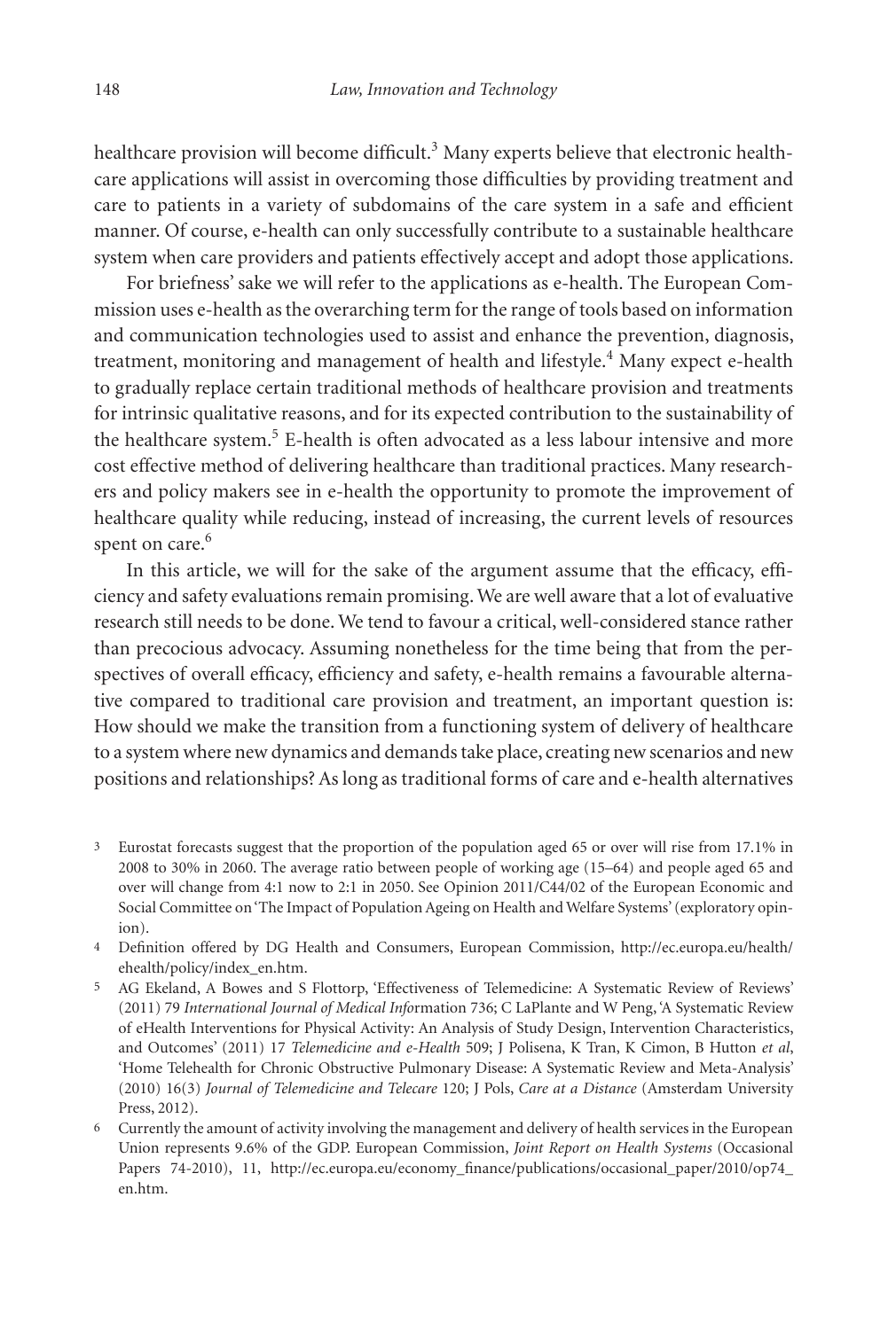healthcare provision will become difficult.[3] Many experts believe that electronic healthcare applications will assist in overcoming those difficulties by providing treatment and care to patients in a variety of subdomains of the care system in a safe and efficient manner. Of course, e-health can only successfully contribute to a sustainable healthcare system when care providers and patients effectively accept and adopt those applications.

For briefness' sake we will refer to the applications as e-health. The European Commission uses e-health as the overarching term for the range of tools based on information and communication technologies used to assist and enhance the prevention, diagnosis, treatment, monitoring and management of health and lifestyle.[4] Many expect e-health to gradually replace certain traditional methods of healthcare provision and treatments for intrinsic qualitative reasons, and for its expected contribution to the sustainability of the healthcare system.[5] E-health is often advocated as a less labour intensive and more cost effective method of delivering healthcare than traditional practices. Many researchers and policy makers see in e-health the opportunity to promote the improvement of healthcare quality while reducing, instead of increasing, the current levels of resources spent on care.[6]

In this article, we will for the sake of the argument assume that the efficacy, efficiency and safety evaluations remain promising. We are well aware that a lot of evaluative research still needs to be done. We tend to favour a critical, well-considered stance rather than precocious advocacy. Assuming nonetheless for the time being that from the perspectives of overall efficacy, efficiency and safety, e-health remains a favourable alternative compared to traditional care provision and treatment, an important question is: How should we make the transition from a functioning system of delivery of healthcare to a system where new dynamics and demands take place, creating new scenarios and new positions and relationships? As long as traditional forms of care and e-health alternatives

3 Eurostat forecasts suggest that the proportion of the population aged 65 or over will rise from 17.1% in 2008 to 30% in 2060. The average ratio between people of working age (15–64) and people aged 65 and over will change from 4:1 now to 2:1 in 2050. See Opinion 2011/C44/02 of the European Economic and Social Committee on 'The Impact of Population Ageing on Health and Welfare Systems' (exploratory opinion).

4 Definition offered by DG Health and Consumers, European Commission, http://ec.europa.eu/health/ehealth/policy/index_en.htm.

5 AG Ekeland, A Bowes and S Flottorp, 'Effectiveness of Telemedicine: A Systematic Review of Reviews' (2011) 79 *International Journal of Medical Informatio*n 736; C LaPlante and W Peng, 'A Systematic Review of eHealth Interventions for Physical Activity: An Analysis of Study Design, Intervention Characteristics, and Outcomes' (2011) 17 *Telemedicine and e-Health* 509; J Polisena, K Tran, K Cimon, B Hutton *et al*, 'Home Telehealth for Chronic Obstructive Pulmonary Disease: A Systematic Review and Meta-Analysis' (2010) 16(3) *Journal of Telemedicine and Telecare* 120; J Pols, *Care at a Distance* (Amsterdam University Press, 2012).

6 Currently the amount of activity involving the management and delivery of health services in the European Union represents 9.6% of the GDP. European Commission, *Joint Report on Health Systems* (Occasional Papers 74-2010), 11, http://ec.europa.eu/economy_finance/publications/occasional_paper/2010/op74_en.htm.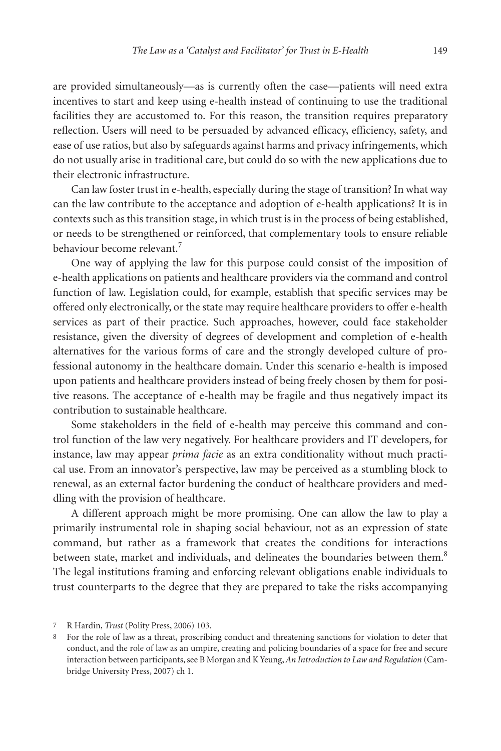are provided simultaneously—as is currently often the case—patients will need extra incentives to start and keep using e-health instead of continuing to use the traditional facilities they are accustomed to. For this reason, the transition requires preparatory reflection. Users will need to be persuaded by advanced efficacy, efficiency, safety, and ease of use ratios, but also by safeguards against harms and privacy infringements, which do not usually arise in traditional care, but could do so with the new applications due to their electronic infrastructure.

Can law foster trust in e-health, especially during the stage of transition? In what way can the law contribute to the acceptance and adoption of e-health applications? It is in contexts such as this transition stage, in which trust is in the process of being established, or needs to be strengthened or reinforced, that complementary tools to ensure reliable behaviour become relevant.[7]

One way of applying the law for this purpose could consist of the imposition of e-health applications on patients and healthcare providers via the command and control function of law. Legislation could, for example, establish that specific services may be offered only electronically, or the state may require healthcare providers to offer e-health services as part of their practice. Such approaches, however, could face stakeholder resistance, given the diversity of degrees of development and completion of e-health alternatives for the various forms of care and the strongly developed culture of professional autonomy in the healthcare domain. Under this scenario e-health is imposed upon patients and healthcare providers instead of being freely chosen by them for positive reasons. The acceptance of e-health may be fragile and thus negatively impact its contribution to sustainable healthcare.

Some stakeholders in the field of e-health may perceive this command and control function of the law very negatively. For healthcare providers and IT developers, for instance, law may appear *prima facie* as an extra conditionality without much practical use. From an innovator's perspective, law may be perceived as a stumbling block to renewal, as an external factor burdening the conduct of healthcare providers and meddling with the provision of healthcare.

A different approach might be more promising. One can allow the law to play a primarily instrumental role in shaping social behaviour, not as an expression of state command, but rather as a framework that creates the conditions for interactions between state, market and individuals, and delineates the boundaries between them.[8] The legal institutions framing and enforcing relevant obligations enable individuals to trust counterparts to the degree that they are prepared to take the risks accompanying

7 R Hardin, *Trust* (Polity Press, 2006) 103.

8 For the role of law as a threat, proscribing conduct and threatening sanctions for violation to deter that conduct, and the role of law as an umpire, creating and policing boundaries of a space for free and secure interaction between participants, see B Morgan and K Yeung, *An Introduction to Law and Regulation* (Cambridge University Press, 2007) ch 1.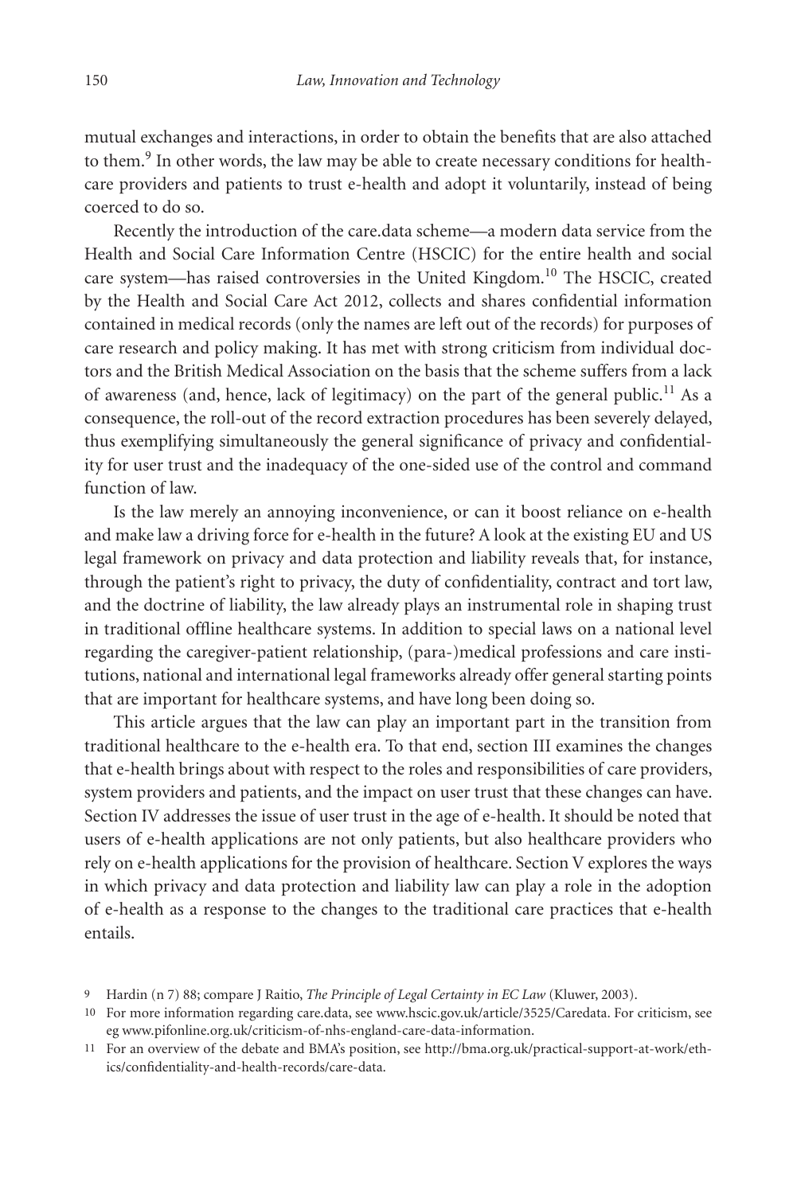mutual exchanges and interactions, in order to obtain the benefits that are also attached to them.[9] In other words, the law may be able to create necessary conditions for healthcare providers and patients to trust e-health and adopt it voluntarily, instead of being coerced to do so.

Recently the introduction of the care.data scheme—a modern data service from the Health and Social Care Information Centre (HSCIC) for the entire health and social care system—has raised controversies in the United Kingdom.[10] The HSCIC, created by the Health and Social Care Act 2012, collects and shares confidential information contained in medical records (only the names are left out of the records) for purposes of care research and policy making. It has met with strong criticism from individual doctors and the British Medical Association on the basis that the scheme suffers from a lack of awareness (and, hence, lack of legitimacy) on the part of the general public.[11] As a consequence, the roll-out of the record extraction procedures has been severely delayed, thus exemplifying simultaneously the general significance of privacy and confidentiality for user trust and the inadequacy of the one-sided use of the control and command function of law.

Is the law merely an annoying inconvenience, or can it boost reliance on e-health and make law a driving force for e-health in the future? A look at the existing EU and US legal framework on privacy and data protection and liability reveals that, for instance, through the patient's right to privacy, the duty of confidentiality, contract and tort law, and the doctrine of liability, the law already plays an instrumental role in shaping trust in traditional offline healthcare systems. In addition to special laws on a national level regarding the caregiver-patient relationship, (para-)medical professions and care institutions, national and international legal frameworks already offer general starting points that are important for healthcare systems, and have long been doing so.

This article argues that the law can play an important part in the transition from traditional healthcare to the e-health era. To that end, section III examines the changes that e-health brings about with respect to the roles and responsibilities of care providers, system providers and patients, and the impact on user trust that these changes can have. Section IV addresses the issue of user trust in the age of e-health. It should be noted that users of e-health applications are not only patients, but also healthcare providers who rely on e-health applications for the provision of healthcare. Section V explores the ways in which privacy and data protection and liability law can play a role in the adoption of e-health as a response to the changes to the traditional care practices that e-health entails.

9 Hardin (n 7) 88; compare J Raitio, *The Principle of Legal Certainty in EC Law* (Kluwer, 2003).

10 For more information regarding care.data, see www.hscic.gov.uk/article/3525/Caredata. For criticism, see eg www.pifonline.org.uk/criticism-of-nhs-england-care-data-information.

11 For an overview of the debate and BMA's position, see http://bma.org.uk/practical-support-at-work/ethics/confidentiality-and-health-records/care-data.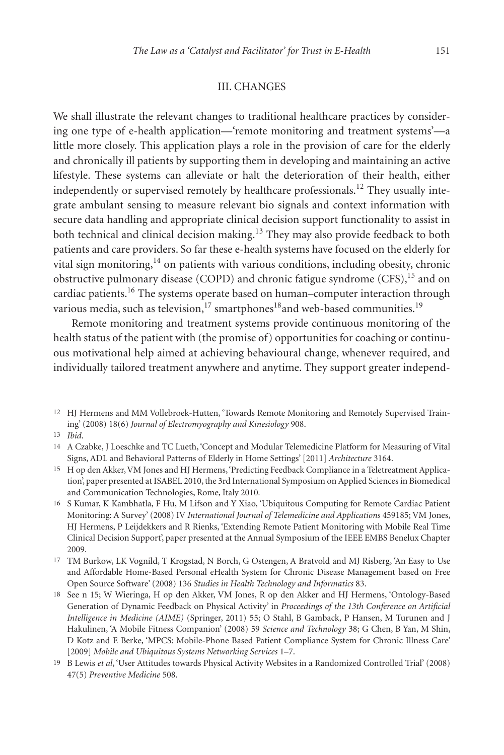## III. CHANGES

We shall illustrate the relevant changes to traditional healthcare practices by considering one type of e-health application—'remote monitoring and treatment systems'—a little more closely. This application plays a role in the provision of care for the elderly and chronically ill patients by supporting them in developing and maintaining an active lifestyle. These systems can alleviate or halt the deterioration of their health, either independently or supervised remotely by healthcare professionals.[12] They usually integrate ambulant sensing to measure relevant bio signals and context information with secure data handling and appropriate clinical decision support functionality to assist in both technical and clinical decision making.[13] They may also provide feedback to both patients and care providers. So far these e-health systems have focused on the elderly for vital sign monitoring,[14] on patients with various conditions, including obesity, chronic obstructive pulmonary disease (COPD) and chronic fatigue syndrome (CFS),[15] and on cardiac patients.[16] The systems operate based on human–computer interaction through various media, such as television,[17] smartphones[18] and web-based communities.[19]

Remote monitoring and treatment systems provide continuous monitoring of the health status of the patient with (the promise of) opportunities for coaching or continuous motivational help aimed at achieving behavioural change, whenever required, and individually tailored treatment anywhere and anytime. They support greater independ-

---

12 HJ Hermens and MM Vollebroek-Hutten, 'Towards Remote Monitoring and Remotely Supervised Training' (2008) 18(6) *Journal of Electromyography and Kinesiology* 908.

13 *Ibid*.

14 A Czabke, J Loeschke and TC Lueth, 'Concept and Modular Telemedicine Platform for Measuring of Vital Signs, ADL and Behavioral Patterns of Elderly in Home Settings' [2011] *Architecture* 3164.

15 H op den Akker, VM Jones and HJ Hermens, 'Predicting Feedback Compliance in a Teletreatment Application', paper presented at ISABEL 2010, the 3rd International Symposium on Applied Sciences in Biomedical and Communication Technologies, Rome, Italy 2010.

16 S Kumar, K Kambhatla, F Hu, M Lifson and Y Xiao, 'Ubiquitous Computing for Remote Cardiac Patient Monitoring: A Survey' (2008) IV *International Journal of Telemedicine and Applications* 459185; VM Jones, HJ Hermens, P Leijdekkers and R Rienks, 'Extending Remote Patient Monitoring with Mobile Real Time Clinical Decision Support', paper presented at the Annual Symposium of the IEEE EMBS Benelux Chapter 2009.

17 TM Burkow, LK Vognild, T Krogstad, N Borch, G Ostengen, A Bratvold and MJ Risberg, 'An Easy to Use and Affordable Home-Based Personal eHealth System for Chronic Disease Management based on Free Open Source Software' (2008) 136 *Studies in Health Technology and Informatics* 83.

18 See n 15; W Wieringa, H op den Akker, VM Jones, R op den Akker and HJ Hermens, 'Ontology-Based Generation of Dynamic Feedback on Physical Activity' in *Proceedings of the 13th Conference on Artificial Intelligence in Medicine (AIME)* (Springer, 2011) 55; O Stahl, B Gamback, P Hansen, M Turunen and J Hakulinen, 'A Mobile Fitness Companion' (2008) 59 *Science and Technology* 38; G Chen, B Yan, M Shin, D Kotz and E Berke, 'MPCS: Mobile-Phone Based Patient Compliance System for Chronic Illness Care' [2009] *Mobile and Ubiquitous Systems Networking Services* 1–7.

19 B Lewis *et al*, 'User Attitudes towards Physical Activity Websites in a Randomized Controlled Trial' (2008) 47(5) *Preventive Medicine* 508.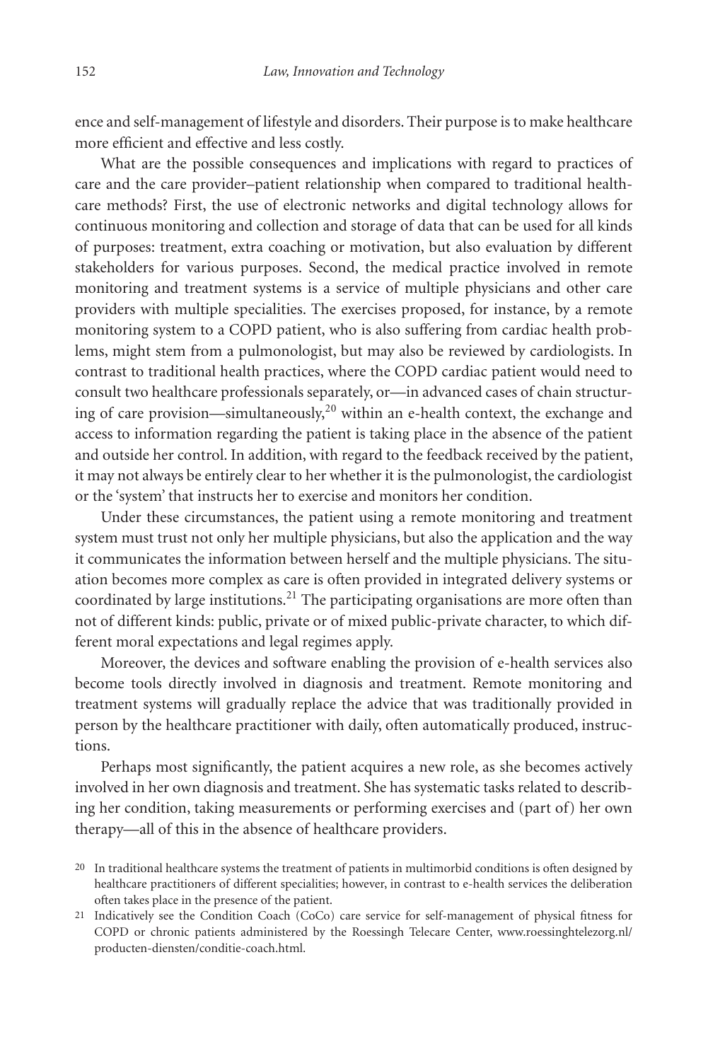ence and self-management of lifestyle and disorders. Their purpose is to make healthcare more efficient and effective and less costly.

What are the possible consequences and implications with regard to practices of care and the care provider–patient relationship when compared to traditional healthcare methods? First, the use of electronic networks and digital technology allows for continuous monitoring and collection and storage of data that can be used for all kinds of purposes: treatment, extra coaching or motivation, but also evaluation by different stakeholders for various purposes. Second, the medical practice involved in remote monitoring and treatment systems is a service of multiple physicians and other care providers with multiple specialities. The exercises proposed, for instance, by a remote monitoring system to a COPD patient, who is also suffering from cardiac health problems, might stem from a pulmonologist, but may also be reviewed by cardiologists. In contrast to traditional health practices, where the COPD cardiac patient would need to consult two healthcare professionals separately, or—in advanced cases of chain structuring of care provision—simultaneously,[20] within an e-health context, the exchange and access to information regarding the patient is taking place in the absence of the patient and outside her control. In addition, with regard to the feedback received by the patient, it may not always be entirely clear to her whether it is the pulmonologist, the cardiologist or the 'system' that instructs her to exercise and monitors her condition.

Under these circumstances, the patient using a remote monitoring and treatment system must trust not only her multiple physicians, but also the application and the way it communicates the information between herself and the multiple physicians. The situation becomes more complex as care is often provided in integrated delivery systems or coordinated by large institutions.[21] The participating organisations are more often than not of different kinds: public, private or of mixed public-private character, to which different moral expectations and legal regimes apply.

Moreover, the devices and software enabling the provision of e-health services also become tools directly involved in diagnosis and treatment. Remote monitoring and treatment systems will gradually replace the advice that was traditionally provided in person by the healthcare practitioner with daily, often automatically produced, instructions.

Perhaps most significantly, the patient acquires a new role, as she becomes actively involved in her own diagnosis and treatment. She has systematic tasks related to describing her condition, taking measurements or performing exercises and (part of) her own therapy—all of this in the absence of healthcare providers.

[20] In traditional healthcare systems the treatment of patients in multimorbid conditions is often designed by healthcare practitioners of different specialities; however, in contrast to e-health services the deliberation often takes place in the presence of the patient.

[21] Indicatively see the Condition Coach (CoCo) care service for self-management of physical fitness for COPD or chronic patients administered by the Roessingh Telecare Center, www.roessinghtelezorg.nl/producten-diensten/conditie-coach.html.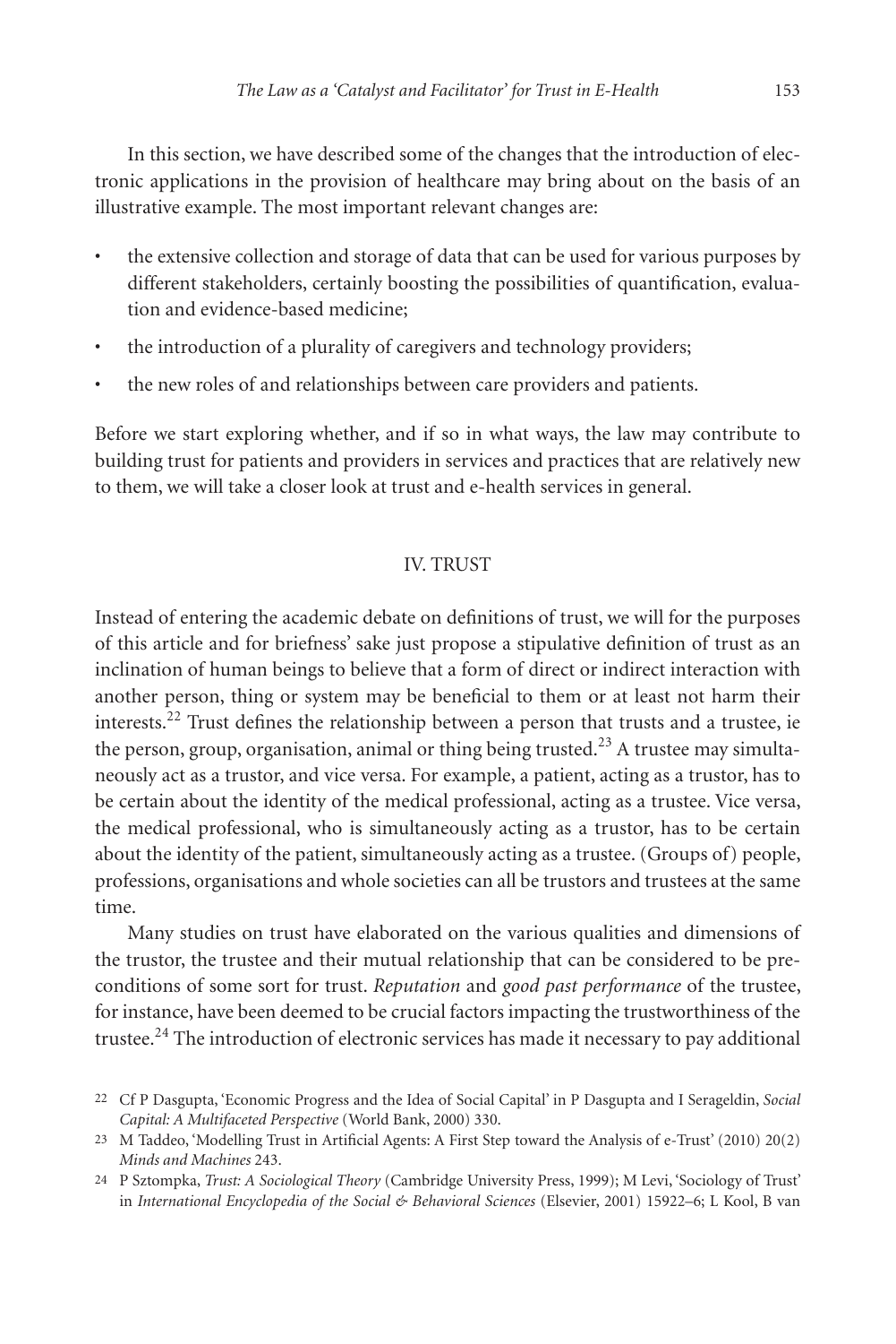In this section, we have described some of the changes that the introduction of electronic applications in the provision of healthcare may bring about on the basis of an illustrative example. The most important relevant changes are:

- the extensive collection and storage of data that can be used for various purposes by different stakeholders, certainly boosting the possibilities of quantification, evaluation and evidence-based medicine;
- the introduction of a plurality of caregivers and technology providers;
- the new roles of and relationships between care providers and patients.

Before we start exploring whether, and if so in what ways, the law may contribute to building trust for patients and providers in services and practices that are relatively new to them, we will take a closer look at trust and e-health services in general.

## IV. TRUST

Instead of entering the academic debate on definitions of trust, we will for the purposes of this article and for briefness' sake just propose a stipulative definition of trust as an inclination of human beings to believe that a form of direct or indirect interaction with another person, thing or system may be beneficial to them or at least not harm their interests.[22] Trust defines the relationship between a person that trusts and a trustee, ie the person, group, organisation, animal or thing being trusted.[23] A trustee may simultaneously act as a trustor, and vice versa. For example, a patient, acting as a trustor, has to be certain about the identity of the medical professional, acting as a trustee. Vice versa, the medical professional, who is simultaneously acting as a trustor, has to be certain about the identity of the patient, simultaneously acting as a trustee. (Groups of) people, professions, organisations and whole societies can all be trustors and trustees at the same time.

Many studies on trust have elaborated on the various qualities and dimensions of the trustor, the trustee and their mutual relationship that can be considered to be preconditions of some sort for trust. *Reputation* and *good past performance* of the trustee, for instance, have been deemed to be crucial factors impacting the trustworthiness of the trustee.[24] The introduction of electronic services has made it necessary to pay additional

---

22 Cf P Dasgupta, 'Economic Progress and the Idea of Social Capital' in P Dasgupta and I Serageldin, *Social Capital: A Multifaceted Perspective* (World Bank, 2000) 330.

23 M Taddeo, 'Modelling Trust in Artificial Agents: A First Step toward the Analysis of e-Trust' (2010) 20(2) *Minds and Machines* 243.

24 P Sztompka, *Trust: A Sociological Theory* (Cambridge University Press, 1999); M Levi, 'Sociology of Trust' in *International Encyclopedia of the Social & Behavioral Sciences* (Elsevier, 2001) 15922–6; L Kool, B van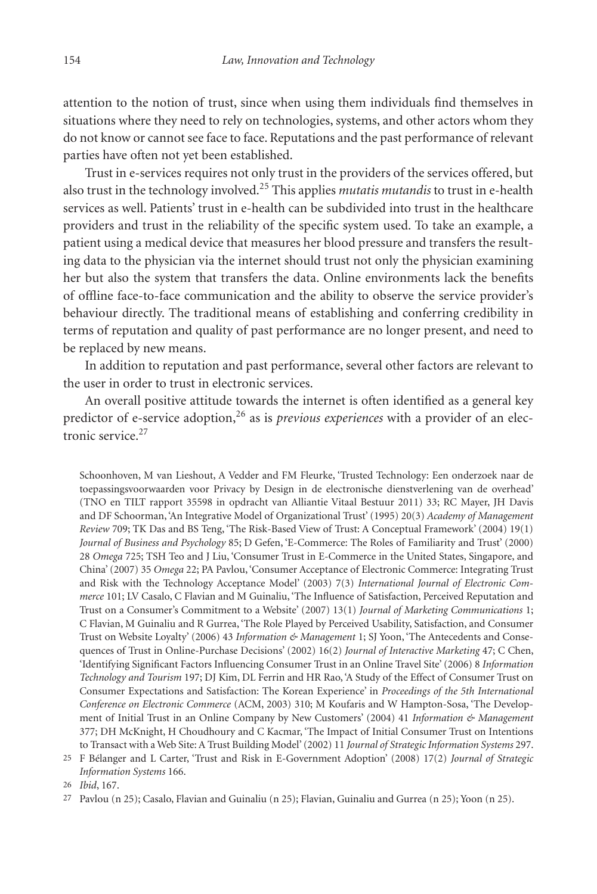attention to the notion of trust, since when using them individuals find themselves in situations where they need to rely on technologies, systems, and other actors whom they do not know or cannot see face to face. Reputations and the past performance of relevant parties have often not yet been established.

Trust in e-services requires not only trust in the providers of the services offered, but also trust in the technology involved.[25] This applies *mutatis mutandis* to trust in e-health services as well. Patients' trust in e-health can be subdivided into trust in the healthcare providers and trust in the reliability of the specific system used. To take an example, a patient using a medical device that measures her blood pressure and transfers the resulting data to the physician via the internet should trust not only the physician examining her but also the system that transfers the data. Online environments lack the benefits of offline face-to-face communication and the ability to observe the service provider's behaviour directly. The traditional means of establishing and conferring credibility in terms of reputation and quality of past performance are no longer present, and need to be replaced by new means.

In addition to reputation and past performance, several other factors are relevant to the user in order to trust in electronic services.

An overall positive attitude towards the internet is often identified as a general key predictor of e-service adoption,[26] as is *previous experiences* with a provider of an electronic service.[27]

Schoonhoven, M van Lieshout, A Vedder and FM Fleurke, 'Trusted Technology: Een onderzoek naar de toepassingsvoorwaarden voor Privacy by Design in de electronische dienstverlening van de overhead' (TNO en TILT rapport 35598 in opdracht van Alliantie Vitaal Bestuur 2011) 33; RC Mayer, JH Davis and DF Schoorman, 'An Integrative Model of Organizational Trust' (1995) 20(3) *Academy of Management Review* 709; TK Das and BS Teng, 'The Risk-Based View of Trust: A Conceptual Framework' (2004) 19(1) *Journal of Business and Psychology* 85; D Gefen, 'E-Commerce: The Roles of Familiarity and Trust' (2000) 28 *Omega* 725; TSH Teo and J Liu, 'Consumer Trust in E-Commerce in the United States, Singapore, and China' (2007) 35 *Omega* 22; PA Pavlou, 'Consumer Acceptance of Electronic Commerce: Integrating Trust and Risk with the Technology Acceptance Model' (2003) 7(3) *International Journal of Electronic Commerce* 101; LV Casalo, C Flavian and M Guinaliu, 'The Influence of Satisfaction, Perceived Reputation and Trust on a Consumer's Commitment to a Website' (2007) 13(1) *Journal of Marketing Communications* 1; C Flavian, M Guinaliu and R Gurrea, 'The Role Played by Perceived Usability, Satisfaction, and Consumer Trust on Website Loyalty' (2006) 43 *Information & Management* 1; SJ Yoon, 'The Antecedents and Consequences of Trust in Online-Purchase Decisions' (2002) 16(2) *Journal of Interactive Marketing* 47; C Chen, 'Identifying Significant Factors Influencing Consumer Trust in an Online Travel Site' (2006) 8 *Information Technology and Tourism* 197; DJ Kim, DL Ferrin and HR Rao, 'A Study of the Effect of Consumer Trust on Consumer Expectations and Satisfaction: The Korean Experience' in *Proceedings of the 5th International Conference on Electronic Commerce* (ACM, 2003) 310; M Koufaris and W Hampton-Sosa, 'The Development of Initial Trust in an Online Company by New Customers' (2004) 41 *Information & Management* 377; DH McKnight, H Choudhoury and C Kacmar, 'The Impact of Initial Consumer Trust on Intentions to Transact with a Web Site: A Trust Building Model' (2002) 11 *Journal of Strategic Information Systems* 297.

25 F Bélanger and L Carter, 'Trust and Risk in E-Government Adoption' (2008) 17(2) *Journal of Strategic Information Systems* 166.

26 *Ibid*, 167.

27 Pavlou (n 25); Casalo, Flavian and Guinaliu (n 25); Flavian, Guinaliu and Gurrea (n 25); Yoon (n 25).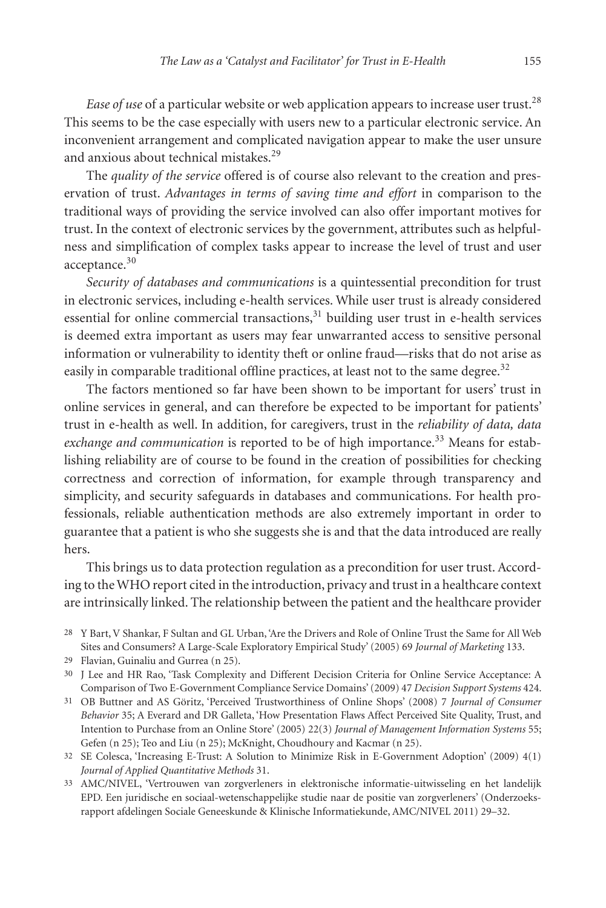*Ease of use* of a particular website or web application appears to increase user trust.[28] This seems to be the case especially with users new to a particular electronic service. An inconvenient arrangement and complicated navigation appear to make the user unsure and anxious about technical mistakes.[29]

The *quality of the service* offered is of course also relevant to the creation and preservation of trust. *Advantages in terms of saving time and effort* in comparison to the traditional ways of providing the service involved can also offer important motives for trust. In the context of electronic services by the government, attributes such as helpfulness and simplification of complex tasks appear to increase the level of trust and user acceptance.[30]

*Security of databases and communications* is a quintessential precondition for trust in electronic services, including e-health services. While user trust is already considered essential for online commercial transactions,[31] building user trust in e-health services is deemed extra important as users may fear unwarranted access to sensitive personal information or vulnerability to identity theft or online fraud—risks that do not arise as easily in comparable traditional offline practices, at least not to the same degree.[32]

The factors mentioned so far have been shown to be important for users' trust in online services in general, and can therefore be expected to be important for patients' trust in e-health as well. In addition, for caregivers, trust in the *reliability of data, data exchange and communication* is reported to be of high importance.[33] Means for establishing reliability are of course to be found in the creation of possibilities for checking correctness and correction of information, for example through transparency and simplicity, and security safeguards in databases and communications. For health professionals, reliable authentication methods are also extremely important in order to guarantee that a patient is who she suggests she is and that the data introduced are really hers.

This brings us to data protection regulation as a precondition for user trust. According to the WHO report cited in the introduction, privacy and trust in a healthcare context are intrinsically linked. The relationship between the patient and the healthcare provider

---

28 Y Bart, V Shankar, F Sultan and GL Urban, 'Are the Drivers and Role of Online Trust the Same for All Web Sites and Consumers? A Large-Scale Exploratory Empirical Study' (2005) 69 *Journal of Marketing* 133.

29 Flavian, Guinaliu and Gurrea (n 25).

30 J Lee and HR Rao, 'Task Complexity and Different Decision Criteria for Online Service Acceptance: A Comparison of Two E-Government Compliance Service Domains' (2009) 47 *Decision Support Systems* 424.

31 OB Buttner and AS Göritz, 'Perceived Trustworthiness of Online Shops' (2008) 7 *Journal of Consumer Behavior* 35; A Everard and DR Galleta, 'How Presentation Flaws Affect Perceived Site Quality, Trust, and Intention to Purchase from an Online Store' (2005) 22(3) *Journal of Management Information Systems* 55; Gefen (n 25); Teo and Liu (n 25); McKnight, Choudhoury and Kacmar (n 25).

32 SE Colesca, 'Increasing E-Trust: A Solution to Minimize Risk in E-Government Adoption' (2009) 4(1) *Journal of Applied Quantitative Methods* 31.

33 AMC/NIVEL, 'Vertrouwen van zorgverleners in elektronische informatie-uitwisseling en het landelijk EPD. Een juridische en sociaal-wetenschappelijke studie naar de positie van zorgverleners' (Onderzoeksrapport afdelingen Sociale Geneeskunde & Klinische Informatiekunde, AMC/NIVEL 2011) 29–32.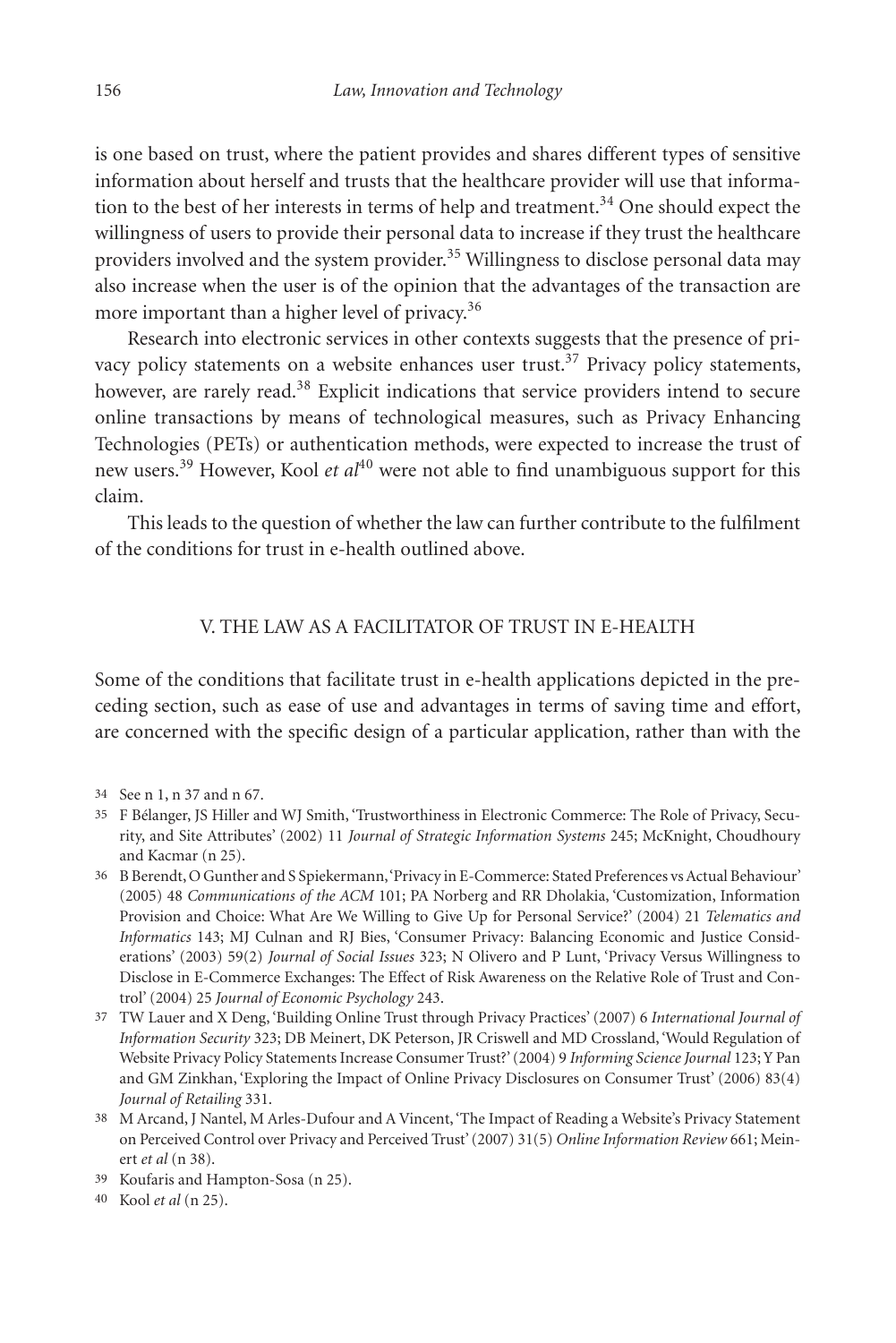is one based on trust, where the patient provides and shares different types of sensitive information about herself and trusts that the healthcare provider will use that information to the best of her interests in terms of help and treatment.[34] One should expect the willingness of users to provide their personal data to increase if they trust the healthcare providers involved and the system provider.[35] Willingness to disclose personal data may also increase when the user is of the opinion that the advantages of the transaction are more important than a higher level of privacy.[36]

Research into electronic services in other contexts suggests that the presence of privacy policy statements on a website enhances user trust.[37] Privacy policy statements, however, are rarely read.[38] Explicit indications that service providers intend to secure online transactions by means of technological measures, such as Privacy Enhancing Technologies (PETs) or authentication methods, were expected to increase the trust of new users.[39] However, Kool *et al*[40] were not able to find unambiguous support for this claim.

This leads to the question of whether the law can further contribute to the fulfilment of the conditions for trust in e-health outlined above.

## V. THE LAW AS A FACILITATOR OF TRUST IN E-HEALTH

Some of the conditions that facilitate trust in e-health applications depicted in the preceding section, such as ease of use and advantages in terms of saving time and effort, are concerned with the specific design of a particular application, rather than with the

---

34 See n 1, n 37 and n 67.

35 F Bélanger, JS Hiller and WJ Smith, 'Trustworthiness in Electronic Commerce: The Role of Privacy, Security, and Site Attributes' (2002) 11 *Journal of Strategic Information Systems* 245; McKnight, Choudhoury and Kacmar (n 25).

36 B Berendt, O Gunther and S Spiekermann, 'Privacy in E-Commerce: Stated Preferences vs Actual Behaviour' (2005) 48 *Communications of the ACM* 101; PA Norberg and RR Dholakia, 'Customization, Information Provision and Choice: What Are We Willing to Give Up for Personal Service?' (2004) 21 *Telematics and Informatics* 143; MJ Culnan and RJ Bies, 'Consumer Privacy: Balancing Economic and Justice Considerations' (2003) 59(2) *Journal of Social Issues* 323; N Olivero and P Lunt, 'Privacy Versus Willingness to Disclose in E-Commerce Exchanges: The Effect of Risk Awareness on the Relative Role of Trust and Control' (2004) 25 *Journal of Economic Psychology* 243.

37 TW Lauer and X Deng, 'Building Online Trust through Privacy Practices' (2007) 6 *International Journal of Information Security* 323; DB Meinert, DK Peterson, JR Criswell and MD Crossland, 'Would Regulation of Website Privacy Policy Statements Increase Consumer Trust?' (2004) 9 *Informing Science Journal* 123; Y Pan and GM Zinkhan, 'Exploring the Impact of Online Privacy Disclosures on Consumer Trust' (2006) 83(4) *Journal of Retailing* 331.

38 M Arcand, J Nantel, M Arles-Dufour and A Vincent, 'The Impact of Reading a Website's Privacy Statement on Perceived Control over Privacy and Perceived Trust' (2007) 31(5) *Online Information Review* 661; Meinert *et al* (n 38).

39 Koufaris and Hampton-Sosa (n 25).

40 Kool *et al* (n 25).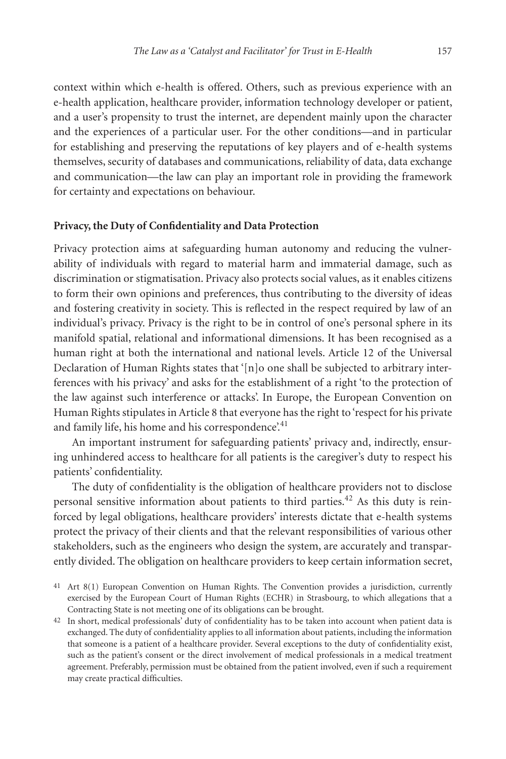context within which e-health is offered. Others, such as previous experience with an e-health application, healthcare provider, information technology developer or patient, and a user's propensity to trust the internet, are dependent mainly upon the character and the experiences of a particular user. For the other conditions—and in particular for establishing and preserving the reputations of key players and of e-health systems themselves, security of databases and communications, reliability of data, data exchange and communication—the law can play an important role in providing the framework for certainty and expectations on behaviour.

### Privacy, the Duty of Confidentiality and Data Protection

Privacy protection aims at safeguarding human autonomy and reducing the vulnerability of individuals with regard to material harm and immaterial damage, such as discrimination or stigmatisation. Privacy also protects social values, as it enables citizens to form their own opinions and preferences, thus contributing to the diversity of ideas and fostering creativity in society. This is reflected in the respect required by law of an individual's privacy. Privacy is the right to be in control of one's personal sphere in its manifold spatial, relational and informational dimensions. It has been recognised as a human right at both the international and national levels. Article 12 of the Universal Declaration of Human Rights states that '[n]o one shall be subjected to arbitrary interferences with his privacy' and asks for the establishment of a right 'to the protection of the law against such interference or attacks'. In Europe, the European Convention on Human Rights stipulates in Article 8 that everyone has the right to 'respect for his private and family life, his home and his correspondence'.[41]

An important instrument for safeguarding patients' privacy and, indirectly, ensuring unhindered access to healthcare for all patients is the caregiver's duty to respect his patients' confidentiality.

The duty of confidentiality is the obligation of healthcare providers not to disclose personal sensitive information about patients to third parties.[42] As this duty is reinforced by legal obligations, healthcare providers' interests dictate that e-health systems protect the privacy of their clients and that the relevant responsibilities of various other stakeholders, such as the engineers who design the system, are accurately and transparently divided. The obligation on healthcare providers to keep certain information secret,

[41] Art 8(1) European Convention on Human Rights. The Convention provides a jurisdiction, currently exercised by the European Court of Human Rights (ECHR) in Strasbourg, to which allegations that a Contracting State is not meeting one of its obligations can be brought.

[42] In short, medical professionals' duty of confidentiality has to be taken into account when patient data is exchanged. The duty of confidentiality applies to all information about patients, including the information that someone is a patient of a healthcare provider. Several exceptions to the duty of confidentiality exist, such as the patient's consent or the direct involvement of medical professionals in a medical treatment agreement. Preferably, permission must be obtained from the patient involved, even if such a requirement may create practical difficulties.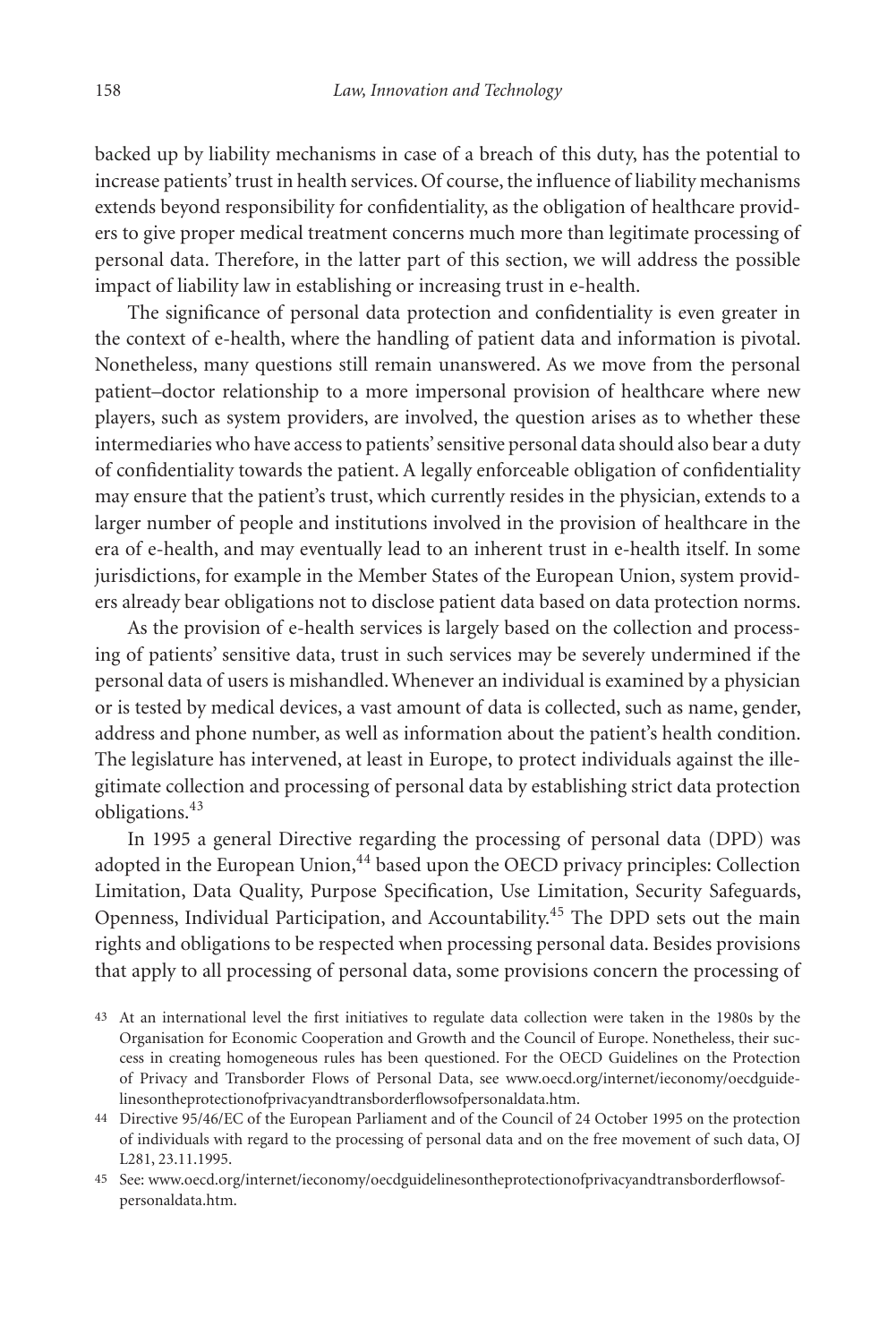backed up by liability mechanisms in case of a breach of this duty, has the potential to increase patients' trust in health services. Of course, the influence of liability mechanisms extends beyond responsibility for confidentiality, as the obligation of healthcare providers to give proper medical treatment concerns much more than legitimate processing of personal data. Therefore, in the latter part of this section, we will address the possible impact of liability law in establishing or increasing trust in e-health.

The significance of personal data protection and confidentiality is even greater in the context of e-health, where the handling of patient data and information is pivotal. Nonetheless, many questions still remain unanswered. As we move from the personal patient–doctor relationship to a more impersonal provision of healthcare where new players, such as system providers, are involved, the question arises as to whether these intermediaries who have access to patients' sensitive personal data should also bear a duty of confidentiality towards the patient. A legally enforceable obligation of confidentiality may ensure that the patient's trust, which currently resides in the physician, extends to a larger number of people and institutions involved in the provision of healthcare in the era of e-health, and may eventually lead to an inherent trust in e-health itself. In some jurisdictions, for example in the Member States of the European Union, system providers already bear obligations not to disclose patient data based on data protection norms.

As the provision of e-health services is largely based on the collection and processing of patients' sensitive data, trust in such services may be severely undermined if the personal data of users is mishandled. Whenever an individual is examined by a physician or is tested by medical devices, a vast amount of data is collected, such as name, gender, address and phone number, as well as information about the patient's health condition. The legislature has intervened, at least in Europe, to protect individuals against the illegitimate collection and processing of personal data by establishing strict data protection obligations.[43]

In 1995 a general Directive regarding the processing of personal data (DPD) was adopted in the European Union,[44] based upon the OECD privacy principles: Collection Limitation, Data Quality, Purpose Specification, Use Limitation, Security Safeguards, Openness, Individual Participation, and Accountability.[45] The DPD sets out the main rights and obligations to be respected when processing personal data. Besides provisions that apply to all processing of personal data, some provisions concern the processing of

43 At an international level the first initiatives to regulate data collection were taken in the 1980s by the Organisation for Economic Cooperation and Growth and the Council of Europe. Nonetheless, their success in creating homogeneous rules has been questioned. For the OECD Guidelines on the Protection of Privacy and Transborder Flows of Personal Data, see www.oecd.org/internet/ieconomy/oecdguidelinesontheprotectionofprivacyandtransborderflowsofpersonaldata.htm.

44 Directive 95/46/EC of the European Parliament and of the Council of 24 October 1995 on the protection of individuals with regard to the processing of personal data and on the free movement of such data, OJ L281, 23.11.1995.

45 See: www.oecd.org/internet/ieconomy/oecdguidelinesontheprotectionofprivacyandtransborderflowsofpersonaldata.htm.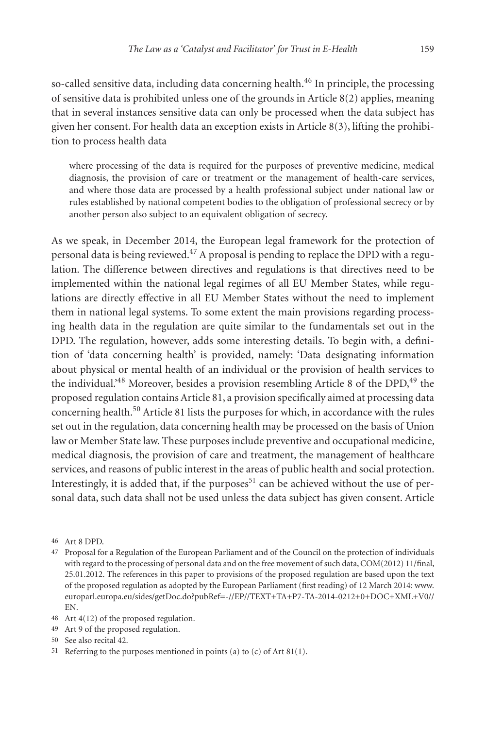so-called sensitive data, including data concerning health.[46] In principle, the processing of sensitive data is prohibited unless one of the grounds in Article 8(2) applies, meaning that in several instances sensitive data can only be processed when the data subject has given her consent. For health data an exception exists in Article 8(3), lifting the prohibition to process health data

> where processing of the data is required for the purposes of preventive medicine, medical diagnosis, the provision of care or treatment or the management of health-care services, and where those data are processed by a health professional subject under national law or rules established by national competent bodies to the obligation of professional secrecy or by another person also subject to an equivalent obligation of secrecy.

As we speak, in December 2014, the European legal framework for the protection of personal data is being reviewed.[47] A proposal is pending to replace the DPD with a regulation. The difference between directives and regulations is that directives need to be implemented within the national legal regimes of all EU Member States, while regulations are directly effective in all EU Member States without the need to implement them in national legal systems. To some extent the main provisions regarding processing health data in the regulation are quite similar to the fundamentals set out in the DPD. The regulation, however, adds some interesting details. To begin with, a definition of 'data concerning health' is provided, namely: 'Data designating information about physical or mental health of an individual or the provision of health services to the individual.'[48] Moreover, besides a provision resembling Article 8 of the DPD,[49] the proposed regulation contains Article 81, a provision specifically aimed at processing data concerning health.[50] Article 81 lists the purposes for which, in accordance with the rules set out in the regulation, data concerning health may be processed on the basis of Union law or Member State law. These purposes include preventive and occupational medicine, medical diagnosis, the provision of care and treatment, the management of healthcare services, and reasons of public interest in the areas of public health and social protection. Interestingly, it is added that, if the purposes[51] can be achieved without the use of personal data, such data shall not be used unless the data subject has given consent. Article

---

46 Art 8 DPD.

47 Proposal for a Regulation of the European Parliament and of the Council on the protection of individuals with regard to the processing of personal data and on the free movement of such data, COM(2012) 11/final, 25.01.2012. The references in this paper to provisions of the proposed regulation are based upon the text of the proposed regulation as adopted by the European Parliament (first reading) of 12 March 2014: www.europarl.europa.eu/sides/getDoc.do?pubRef=-//EP//TEXT+TA+P7-TA-2014-0212+0+DOC+XML+V0//EN.

48 Art 4(12) of the proposed regulation.

49 Art 9 of the proposed regulation.

50 See also recital 42.

51 Referring to the purposes mentioned in points (a) to (c) of Art 81(1).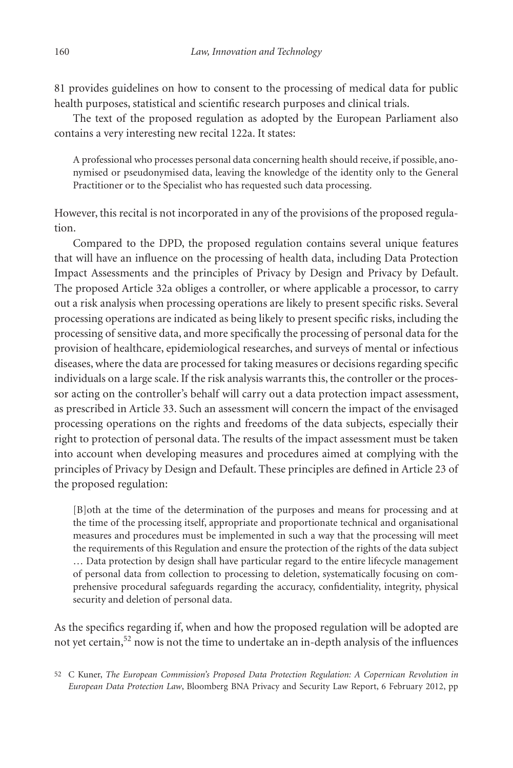81 provides guidelines on how to consent to the processing of medical data for public health purposes, statistical and scientific research purposes and clinical trials.

The text of the proposed regulation as adopted by the European Parliament also contains a very interesting new recital 122a. It states:

> A professional who processes personal data concerning health should receive, if possible, anonymised or pseudonymised data, leaving the knowledge of the identity only to the General Practitioner or to the Specialist who has requested such data processing.

However, this recital is not incorporated in any of the provisions of the proposed regulation.

Compared to the DPD, the proposed regulation contains several unique features that will have an influence on the processing of health data, including Data Protection Impact Assessments and the principles of Privacy by Design and Privacy by Default. The proposed Article 32a obliges a controller, or where applicable a processor, to carry out a risk analysis when processing operations are likely to present specific risks. Several processing operations are indicated as being likely to present specific risks, including the processing of sensitive data, and more specifically the processing of personal data for the provision of healthcare, epidemiological researches, and surveys of mental or infectious diseases, where the data are processed for taking measures or decisions regarding specific individuals on a large scale. If the risk analysis warrants this, the controller or the processor acting on the controller's behalf will carry out a data protection impact assessment, as prescribed in Article 33. Such an assessment will concern the impact of the envisaged processing operations on the rights and freedoms of the data subjects, especially their right to protection of personal data. The results of the impact assessment must be taken into account when developing measures and procedures aimed at complying with the principles of Privacy by Design and Default. These principles are defined in Article 23 of the proposed regulation:

> [B]oth at the time of the determination of the purposes and means for processing and at the time of the processing itself, appropriate and proportionate technical and organisational measures and procedures must be implemented in such a way that the processing will meet the requirements of this Regulation and ensure the protection of the rights of the data subject … Data protection by design shall have particular regard to the entire lifecycle management of personal data from collection to processing to deletion, systematically focusing on comprehensive procedural safeguards regarding the accuracy, confidentiality, integrity, physical security and deletion of personal data.

As the specifics regarding if, when and how the proposed regulation will be adopted are not yet certain,[52] now is not the time to undertake an in-depth analysis of the influences

[52] C Kuner, *The European Commission's Proposed Data Protection Regulation: A Copernican Revolution in European Data Protection Law*, Bloomberg BNA Privacy and Security Law Report, 6 February 2012, pp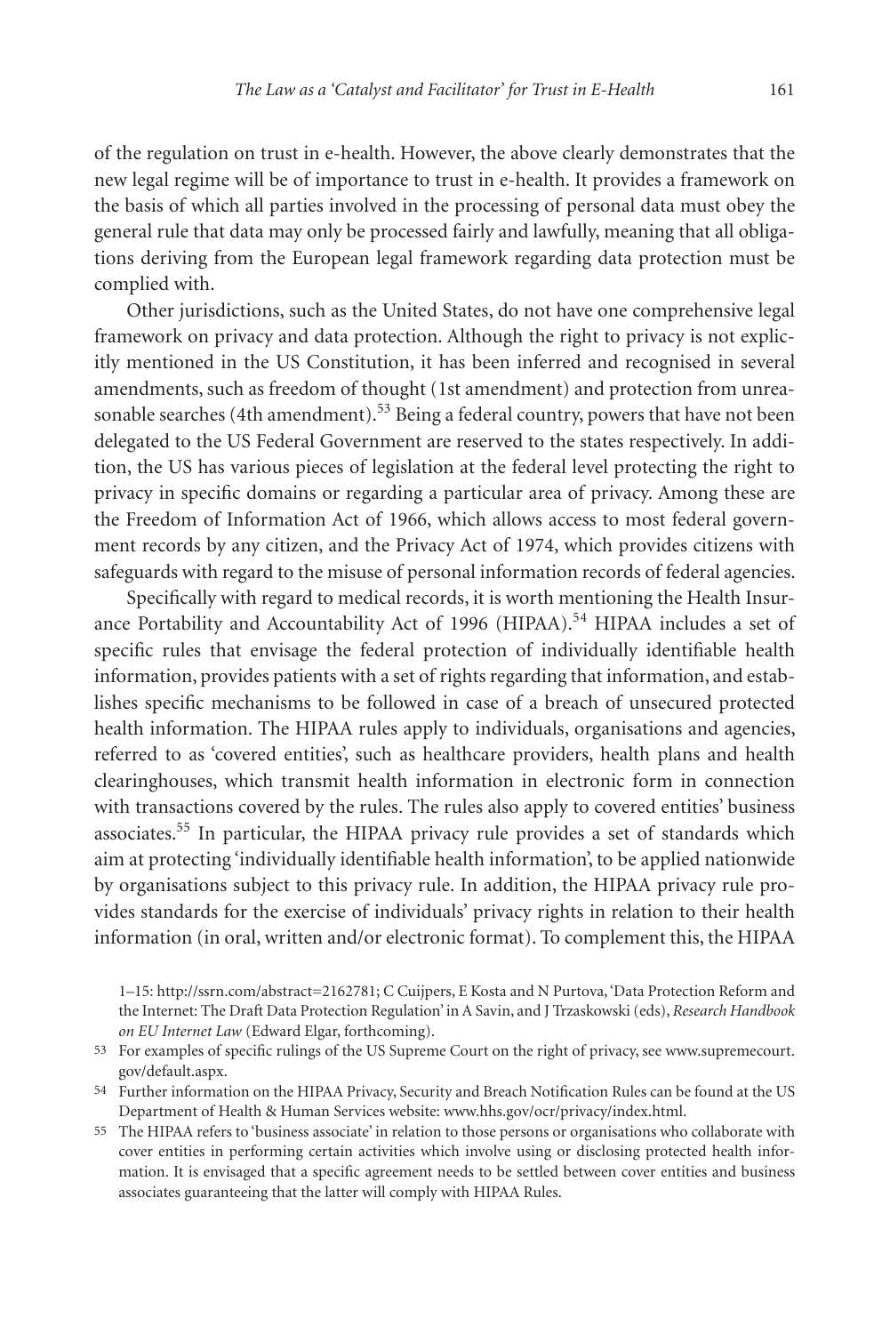of the regulation on trust in e-health. However, the above clearly demonstrates that the new legal regime will be of importance to trust in e-health. It provides a framework on the basis of which all parties involved in the processing of personal data must obey the general rule that data may only be processed fairly and lawfully, meaning that all obligations deriving from the European legal framework regarding data protection must be complied with.

Other jurisdictions, such as the United States, do not have one comprehensive legal framework on privacy and data protection. Although the right to privacy is not explicitly mentioned in the US Constitution, it has been inferred and recognised in several amendments, such as freedom of thought (1st amendment) and protection from unreasonable searches (4th amendment).[53] Being a federal country, powers that have not been delegated to the US Federal Government are reserved to the states respectively. In addition, the US has various pieces of legislation at the federal level protecting the right to privacy in specific domains or regarding a particular area of privacy. Among these are the Freedom of Information Act of 1966, which allows access to most federal government records by any citizen, and the Privacy Act of 1974, which provides citizens with safeguards with regard to the misuse of personal information records of federal agencies.

Specifically with regard to medical records, it is worth mentioning the Health Insurance Portability and Accountability Act of 1996 (HIPAA).[54] HIPAA includes a set of specific rules that envisage the federal protection of individually identifiable health information, provides patients with a set of rights regarding that information, and establishes specific mechanisms to be followed in case of a breach of unsecured protected health information. The HIPAA rules apply to individuals, organisations and agencies, referred to as 'covered entities', such as healthcare providers, health plans and health clearinghouses, which transmit health information in electronic form in connection with transactions covered by the rules. The rules also apply to covered entities' business associates.[55] In particular, the HIPAA privacy rule provides a set of standards which aim at protecting 'individually identifiable health information', to be applied nationwide by organisations subject to this privacy rule. In addition, the HIPAA privacy rule provides standards for the exercise of individuals' privacy rights in relation to their health information (in oral, written and/or electronic format). To complement this, the HIPAA

1–15: http://ssrn.com/abstract=2162781; C Cuijpers, E Kosta and N Purtova, 'Data Protection Reform and the Internet: The Draft Data Protection Regulation' in A Savin, and J Trzaskowski (eds), *Research Handbook on EU Internet Law* (Edward Elgar, forthcoming).

53 For examples of specific rulings of the US Supreme Court on the right of privacy, see www.supremecourt.gov/default.aspx.

54 Further information on the HIPAA Privacy, Security and Breach Notification Rules can be found at the US Department of Health & Human Services website: www.hhs.gov/ocr/privacy/index.html.

55 The HIPAA refers to 'business associate' in relation to those persons or organisations who collaborate with cover entities in performing certain activities which involve using or disclosing protected health information. It is envisaged that a specific agreement needs to be settled between cover entities and business associates guaranteeing that the latter will comply with HIPAA Rules.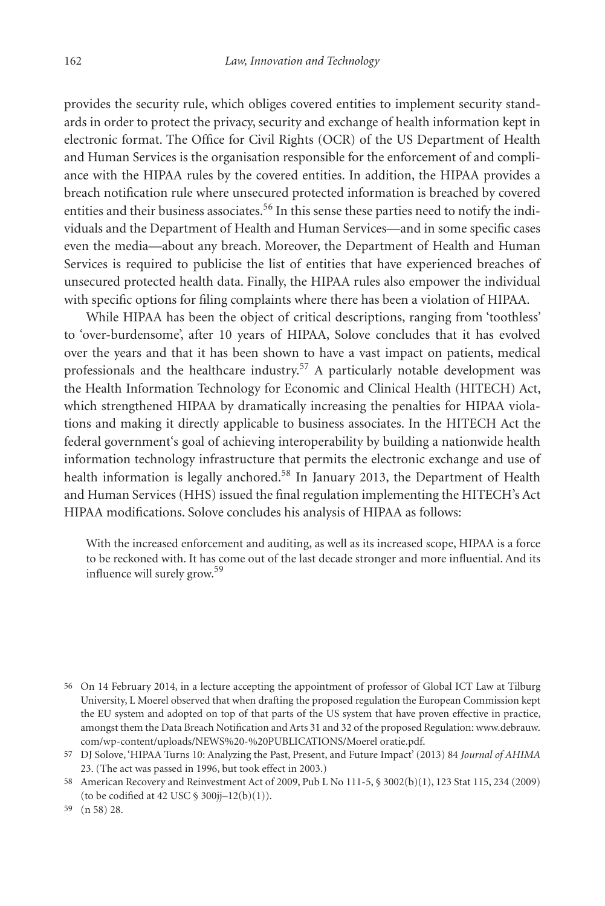provides the security rule, which obliges covered entities to implement security standards in order to protect the privacy, security and exchange of health information kept in electronic format. The Office for Civil Rights (OCR) of the US Department of Health and Human Services is the organisation responsible for the enforcement of and compliance with the HIPAA rules by the covered entities. In addition, the HIPAA provides a breach notification rule where unsecured protected information is breached by covered entities and their business associates.[56] In this sense these parties need to notify the individuals and the Department of Health and Human Services—and in some specific cases even the media—about any breach. Moreover, the Department of Health and Human Services is required to publicise the list of entities that have experienced breaches of unsecured protected health data. Finally, the HIPAA rules also empower the individual with specific options for filing complaints where there has been a violation of HIPAA.

While HIPAA has been the object of critical descriptions, ranging from 'toothless' to 'over-burdensome', after 10 years of HIPAA, Solove concludes that it has evolved over the years and that it has been shown to have a vast impact on patients, medical professionals and the healthcare industry.[57] A particularly notable development was the Health Information Technology for Economic and Clinical Health (HITECH) Act, which strengthened HIPAA by dramatically increasing the penalties for HIPAA violations and making it directly applicable to business associates. In the HITECH Act the federal government's goal of achieving interoperability by building a nationwide health information technology infrastructure that permits the electronic exchange and use of health information is legally anchored.[58] In January 2013, the Department of Health and Human Services (HHS) issued the final regulation implementing the HITECH's Act HIPAA modifications. Solove concludes his analysis of HIPAA as follows:

> With the increased enforcement and auditing, as well as its increased scope, HIPAA is a force to be reckoned with. It has come out of the last decade stronger and more influential. And its influence will surely grow.[59]

---

56 On 14 February 2014, in a lecture accepting the appointment of professor of Global ICT Law at Tilburg University, L Moerel observed that when drafting the proposed regulation the European Commission kept the EU system and adopted on top of that parts of the US system that have proven effective in practice, amongst them the Data Breach Notification and Arts 31 and 32 of the proposed Regulation: www.debrauw.com/wp-content/uploads/NEWS%20-%20PUBLICATIONS/Moerel oratie.pdf.

57 DJ Solove, 'HIPAA Turns 10: Analyzing the Past, Present, and Future Impact' (2013) 84 *Journal of AHIMA* 23. (The act was passed in 1996, but took effect in 2003.)

58 American Recovery and Reinvestment Act of 2009, Pub L No 111-5, § 3002(b)(1), 123 Stat 115, 234 (2009) (to be codified at 42 USC § 300jj–12(b)(1)).

59 (n 58) 28.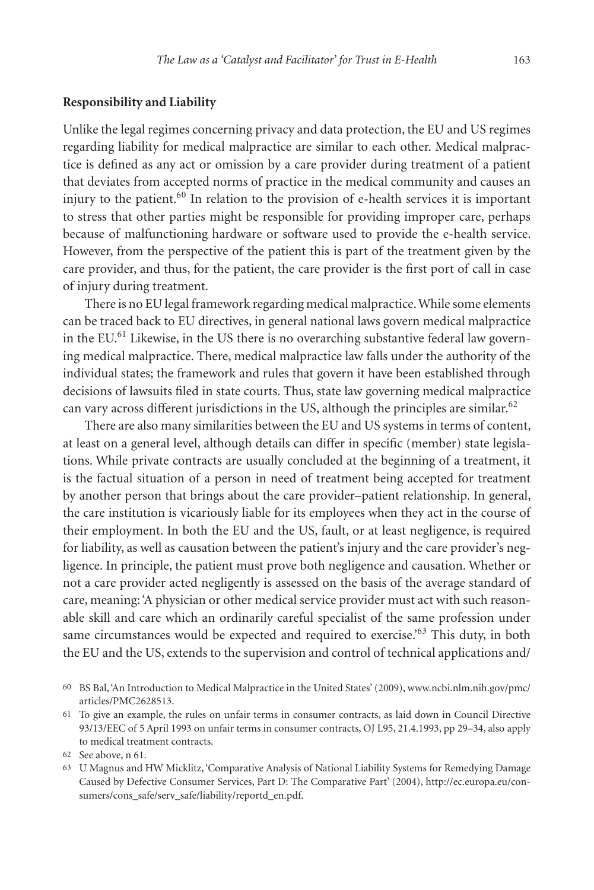**Responsibility and Liability**

Unlike the legal regimes concerning privacy and data protection, the EU and US regimes regarding liability for medical malpractice are similar to each other. Medical malpractice is defined as any act or omission by a care provider during treatment of a patient that deviates from accepted norms of practice in the medical community and causes an injury to the patient.[60] In relation to the provision of e-health services it is important to stress that other parties might be responsible for providing improper care, perhaps because of malfunctioning hardware or software used to provide the e-health service. However, from the perspective of the patient this is part of the treatment given by the care provider, and thus, for the patient, the care provider is the first port of call in case of injury during treatment.

There is no EU legal framework regarding medical malpractice. While some elements can be traced back to EU directives, in general national laws govern medical malpractice in the EU.[61] Likewise, in the US there is no overarching substantive federal law governing medical malpractice. There, medical malpractice law falls under the authority of the individual states; the framework and rules that govern it have been established through decisions of lawsuits filed in state courts. Thus, state law governing medical malpractice can vary across different jurisdictions in the US, although the principles are similar.[62]

There are also many similarities between the EU and US systems in terms of content, at least on a general level, although details can differ in specific (member) state legislations. While private contracts are usually concluded at the beginning of a treatment, it is the factual situation of a person in need of treatment being accepted for treatment by another person that brings about the care provider–patient relationship. In general, the care institution is vicariously liable for its employees when they act in the course of their employment. In both the EU and the US, fault, or at least negligence, is required for liability, as well as causation between the patient's injury and the care provider's negligence. In principle, the patient must prove both negligence and causation. Whether or not a care provider acted negligently is assessed on the basis of the average standard of care, meaning: 'A physician or other medical service provider must act with such reasonable skill and care which an ordinarily careful specialist of the same profession under same circumstances would be expected and required to exercise.'[63] This duty, in both the EU and the US, extends to the supervision and control of technical applications and/

60 BS Bal, 'An Introduction to Medical Malpractice in the United States' (2009), www.ncbi.nlm.nih.gov/pmc/articles/PMC2628513.

61 To give an example, the rules on unfair terms in consumer contracts, as laid down in Council Directive 93/13/EEC of 5 April 1993 on unfair terms in consumer contracts, OJ L95, 21.4.1993, pp 29–34, also apply to medical treatment contracts.

62 See above, n 61.

63 U Magnus and HW Micklitz, 'Comparative Analysis of National Liability Systems for Remedying Damage Caused by Defective Consumer Services, Part D: The Comparative Part' (2004), http://ec.europa.eu/consumers/cons_safe/serv_safe/liability/reportd_en.pdf.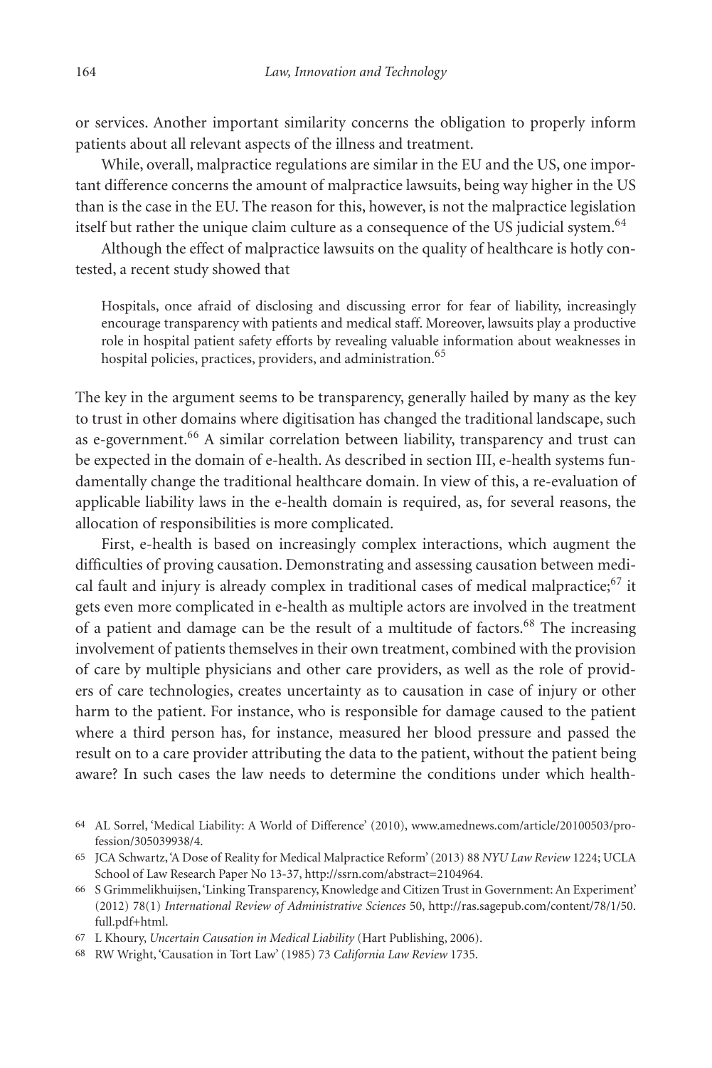or services. Another important similarity concerns the obligation to properly inform patients about all relevant aspects of the illness and treatment.

While, overall, malpractice regulations are similar in the EU and the US, one important difference concerns the amount of malpractice lawsuits, being way higher in the US than is the case in the EU. The reason for this, however, is not the malpractice legislation itself but rather the unique claim culture as a consequence of the US judicial system.[64]

Although the effect of malpractice lawsuits on the quality of healthcare is hotly contested, a recent study showed that

> Hospitals, once afraid of disclosing and discussing error for fear of liability, increasingly encourage transparency with patients and medical staff. Moreover, lawsuits play a productive role in hospital patient safety efforts by revealing valuable information about weaknesses in hospital policies, practices, providers, and administration.[65]

The key in the argument seems to be transparency, generally hailed by many as the key to trust in other domains where digitisation has changed the traditional landscape, such as e-government.[66] A similar correlation between liability, transparency and trust can be expected in the domain of e-health. As described in section III, e-health systems fundamentally change the traditional healthcare domain. In view of this, a re-evaluation of applicable liability laws in the e-health domain is required, as, for several reasons, the allocation of responsibilities is more complicated.

First, e-health is based on increasingly complex interactions, which augment the difficulties of proving causation. Demonstrating and assessing causation between medical fault and injury is already complex in traditional cases of medical malpractice;[67] it gets even more complicated in e-health as multiple actors are involved in the treatment of a patient and damage can be the result of a multitude of factors.[68] The increasing involvement of patients themselves in their own treatment, combined with the provision of care by multiple physicians and other care providers, as well as the role of providers of care technologies, creates uncertainty as to causation in case of injury or other harm to the patient. For instance, who is responsible for damage caused to the patient where a third person has, for instance, measured her blood pressure and passed the result on to a care provider attributing the data to the patient, without the patient being aware? In such cases the law needs to determine the conditions under which health-

---

64 AL Sorrel, 'Medical Liability: A World of Difference' (2010), www.amednews.com/article/20100503/profession/305039938/4.

65 JCA Schwartz, 'A Dose of Reality for Medical Malpractice Reform' (2013) 88 *NYU Law Review* 1224; UCLA School of Law Research Paper No 13-37, http://ssrn.com/abstract=2104964.

66 S Grimmelikhuijsen, 'Linking Transparency, Knowledge and Citizen Trust in Government: An Experiment' (2012) 78(1) *International Review of Administrative Sciences* 50, http://ras.sagepub.com/content/78/1/50.full.pdf+html.

67 L Khoury, *Uncertain Causation in Medical Liability* (Hart Publishing, 2006).

68 RW Wright, 'Causation in Tort Law' (1985) 73 *California Law Review* 1735.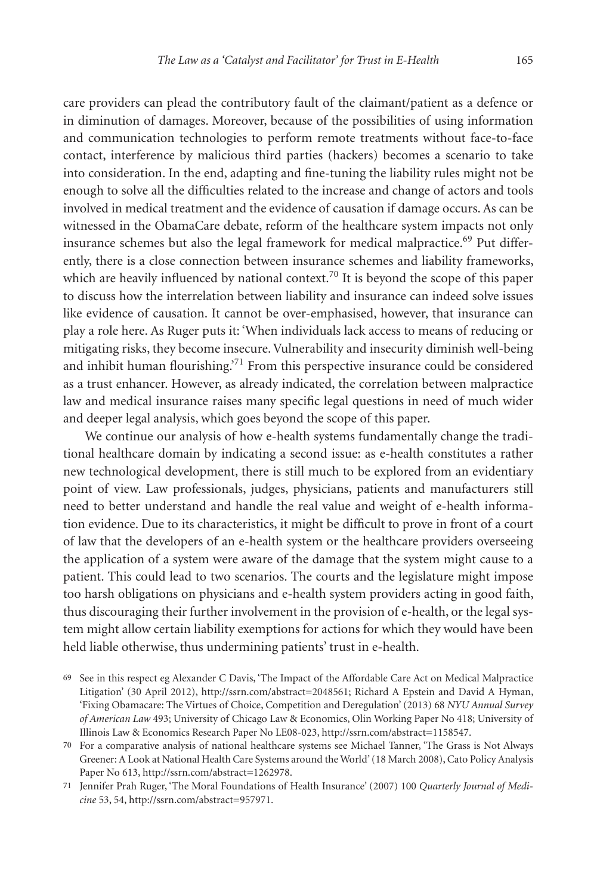care providers can plead the contributory fault of the claimant/patient as a defence or in diminution of damages. Moreover, because of the possibilities of using information and communication technologies to perform remote treatments without face-to-face contact, interference by malicious third parties (hackers) becomes a scenario to take into consideration. In the end, adapting and fine-tuning the liability rules might not be enough to solve all the difficulties related to the increase and change of actors and tools involved in medical treatment and the evidence of causation if damage occurs. As can be witnessed in the ObamaCare debate, reform of the healthcare system impacts not only insurance schemes but also the legal framework for medical malpractice.[69] Put differently, there is a close connection between insurance schemes and liability frameworks, which are heavily influenced by national context.[70] It is beyond the scope of this paper to discuss how the interrelation between liability and insurance can indeed solve issues like evidence of causation. It cannot be over-emphasised, however, that insurance can play a role here. As Ruger puts it: 'When individuals lack access to means of reducing or mitigating risks, they become insecure. Vulnerability and insecurity diminish well-being and inhibit human flourishing.'[71] From this perspective insurance could be considered as a trust enhancer. However, as already indicated, the correlation between malpractice law and medical insurance raises many specific legal questions in need of much wider and deeper legal analysis, which goes beyond the scope of this paper.

We continue our analysis of how e-health systems fundamentally change the traditional healthcare domain by indicating a second issue: as e-health constitutes a rather new technological development, there is still much to be explored from an evidentiary point of view. Law professionals, judges, physicians, patients and manufacturers still need to better understand and handle the real value and weight of e-health information evidence. Due to its characteristics, it might be difficult to prove in front of a court of law that the developers of an e-health system or the healthcare providers overseeing the application of a system were aware of the damage that the system might cause to a patient. This could lead to two scenarios. The courts and the legislature might impose too harsh obligations on physicians and e-health system providers acting in good faith, thus discouraging their further involvement in the provision of e-health, or the legal system might allow certain liability exemptions for actions for which they would have been held liable otherwise, thus undermining patients' trust in e-health.

69 See in this respect eg Alexander C Davis, 'The Impact of the Affordable Care Act on Medical Malpractice Litigation' (30 April 2012), http://ssrn.com/abstract=2048561; Richard A Epstein and David A Hyman, 'Fixing Obamacare: The Virtues of Choice, Competition and Deregulation' (2013) 68 *NYU Annual Survey of American Law* 493; University of Chicago Law & Economics, Olin Working Paper No 418; University of Illinois Law & Economics Research Paper No LE08-023, http://ssrn.com/abstract=1158547.

70 For a comparative analysis of national healthcare systems see Michael Tanner, 'The Grass is Not Always Greener: A Look at National Health Care Systems around the World' (18 March 2008), Cato Policy Analysis Paper No 613, http://ssrn.com/abstract=1262978.

71 Jennifer Prah Ruger, 'The Moral Foundations of Health Insurance' (2007) 100 *Quarterly Journal of Medicine* 53, 54, http://ssrn.com/abstract=957971.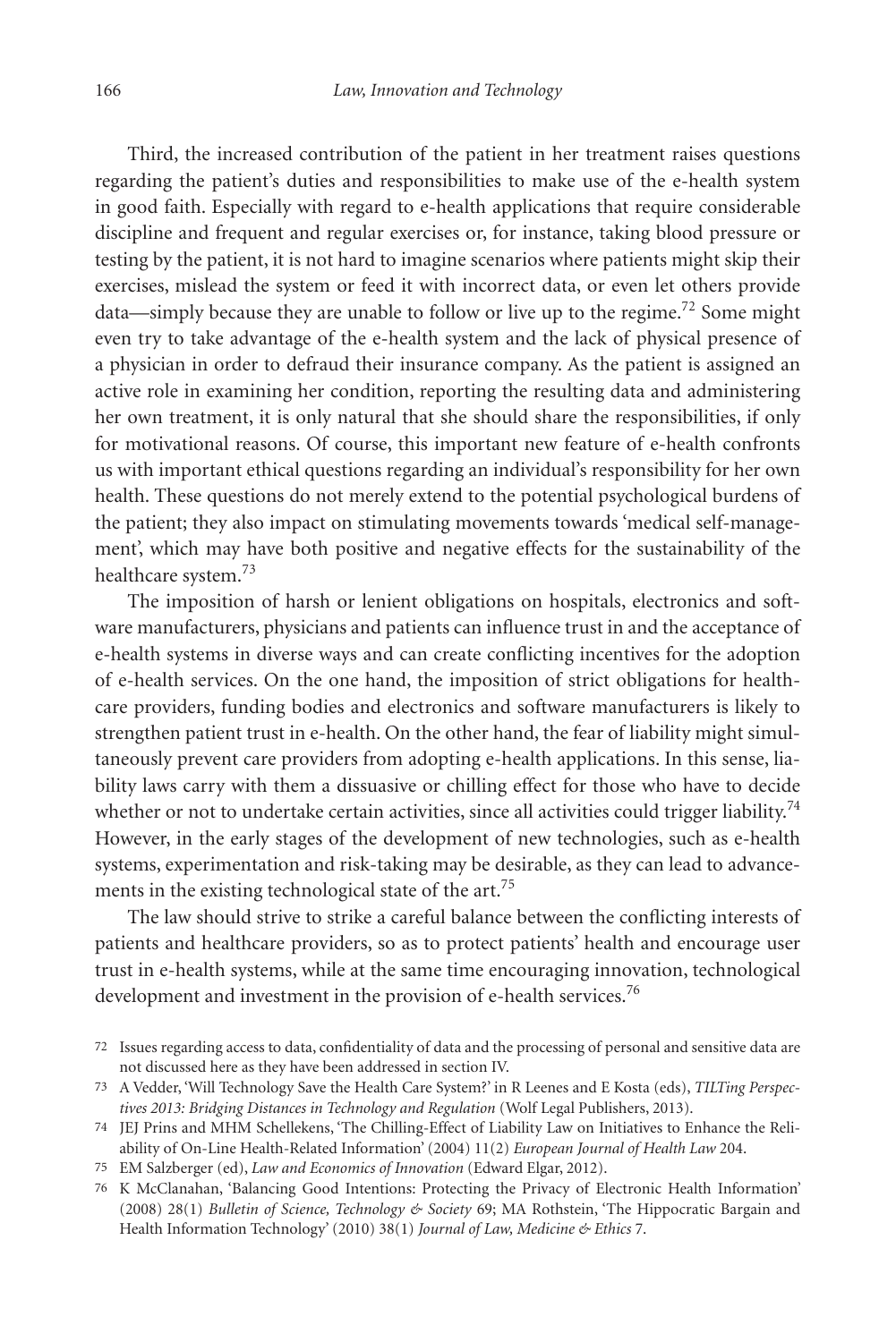Third, the increased contribution of the patient in her treatment raises questions regarding the patient's duties and responsibilities to make use of the e-health system in good faith. Especially with regard to e-health applications that require considerable discipline and frequent and regular exercises or, for instance, taking blood pressure or testing by the patient, it is not hard to imagine scenarios where patients might skip their exercises, mislead the system or feed it with incorrect data, or even let others provide data—simply because they are unable to follow or live up to the regime.[72] Some might even try to take advantage of the e-health system and the lack of physical presence of a physician in order to defraud their insurance company. As the patient is assigned an active role in examining her condition, reporting the resulting data and administering her own treatment, it is only natural that she should share the responsibilities, if only for motivational reasons. Of course, this important new feature of e-health confronts us with important ethical questions regarding an individual's responsibility for her own health. These questions do not merely extend to the potential psychological burdens of the patient; they also impact on stimulating movements towards 'medical self-management', which may have both positive and negative effects for the sustainability of the healthcare system.[73]

The imposition of harsh or lenient obligations on hospitals, electronics and software manufacturers, physicians and patients can influence trust in and the acceptance of e-health systems in diverse ways and can create conflicting incentives for the adoption of e-health services. On the one hand, the imposition of strict obligations for healthcare providers, funding bodies and electronics and software manufacturers is likely to strengthen patient trust in e-health. On the other hand, the fear of liability might simultaneously prevent care providers from adopting e-health applications. In this sense, liability laws carry with them a dissuasive or chilling effect for those who have to decide whether or not to undertake certain activities, since all activities could trigger liability.[74] However, in the early stages of the development of new technologies, such as e-health systems, experimentation and risk-taking may be desirable, as they can lead to advancements in the existing technological state of the art.[75]

The law should strive to strike a careful balance between the conflicting interests of patients and healthcare providers, so as to protect patients' health and encourage user trust in e-health systems, while at the same time encouraging innovation, technological development and investment in the provision of e-health services.[76]

---

72 Issues regarding access to data, confidentiality of data and the processing of personal and sensitive data are not discussed here as they have been addressed in section IV.

73 A Vedder, 'Will Technology Save the Health Care System?' in R Leenes and E Kosta (eds), *TILTing Perspectives 2013: Bridging Distances in Technology and Regulation* (Wolf Legal Publishers, 2013).

74 JEJ Prins and MHM Schellekens, 'The Chilling-Effect of Liability Law on Initiatives to Enhance the Reliability of On-Line Health-Related Information' (2004) 11(2) *European Journal of Health Law* 204.

75 EM Salzberger (ed), *Law and Economics of Innovation* (Edward Elgar, 2012).

76 K McClanahan, 'Balancing Good Intentions: Protecting the Privacy of Electronic Health Information' (2008) 28(1) *Bulletin of Science, Technology & Society* 69; MA Rothstein, 'The Hippocratic Bargain and Health Information Technology' (2010) 38(1) *Journal of Law, Medicine & Ethics* 7.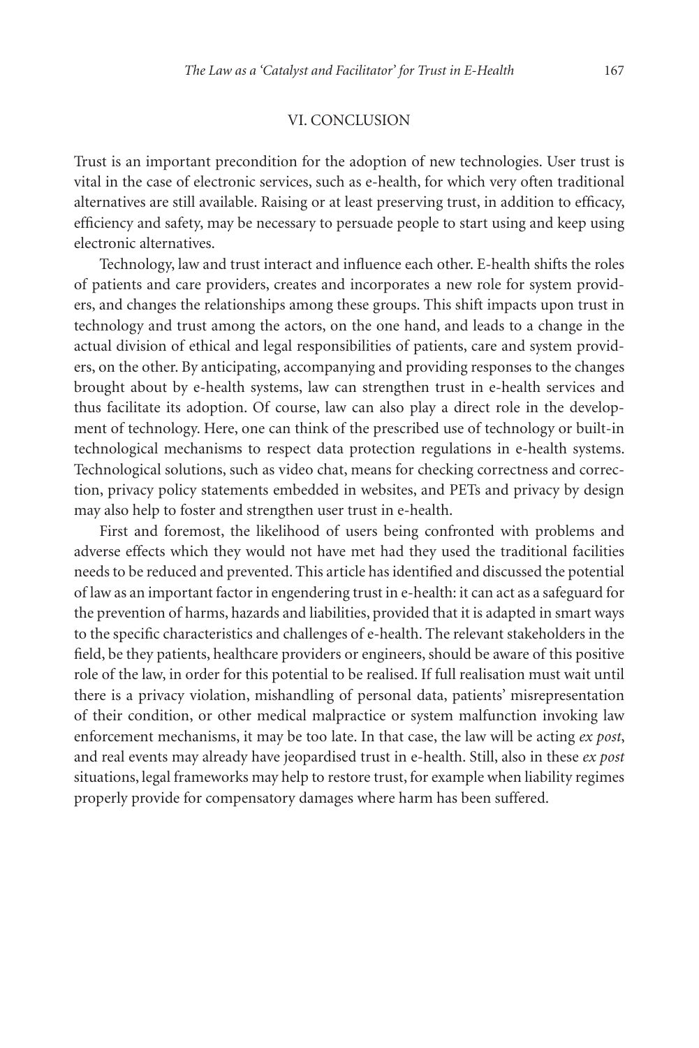## VI. CONCLUSION

Trust is an important precondition for the adoption of new technologies. User trust is vital in the case of electronic services, such as e-health, for which very often traditional alternatives are still available. Raising or at least preserving trust, in addition to efficacy, efficiency and safety, may be necessary to persuade people to start using and keep using electronic alternatives.

Technology, law and trust interact and influence each other. E-health shifts the roles of patients and care providers, creates and incorporates a new role for system providers, and changes the relationships among these groups. This shift impacts upon trust in technology and trust among the actors, on the one hand, and leads to a change in the actual division of ethical and legal responsibilities of patients, care and system providers, on the other. By anticipating, accompanying and providing responses to the changes brought about by e-health systems, law can strengthen trust in e-health services and thus facilitate its adoption. Of course, law can also play a direct role in the development of technology. Here, one can think of the prescribed use of technology or built-in technological mechanisms to respect data protection regulations in e-health systems. Technological solutions, such as video chat, means for checking correctness and correction, privacy policy statements embedded in websites, and PETs and privacy by design may also help to foster and strengthen user trust in e-health.

First and foremost, the likelihood of users being confronted with problems and adverse effects which they would not have met had they used the traditional facilities needs to be reduced and prevented. This article has identified and discussed the potential of law as an important factor in engendering trust in e-health: it can act as a safeguard for the prevention of harms, hazards and liabilities, provided that it is adapted in smart ways to the specific characteristics and challenges of e-health. The relevant stakeholders in the field, be they patients, healthcare providers or engineers, should be aware of this positive role of the law, in order for this potential to be realised. If full realisation must wait until there is a privacy violation, mishandling of personal data, patients' misrepresentation of their condition, or other medical malpractice or system malfunction invoking law enforcement mechanisms, it may be too late. In that case, the law will be acting *ex post*, and real events may already have jeopardised trust in e-health. Still, also in these *ex post* situations, legal frameworks may help to restore trust, for example when liability regimes properly provide for compensatory damages where harm has been suffered.